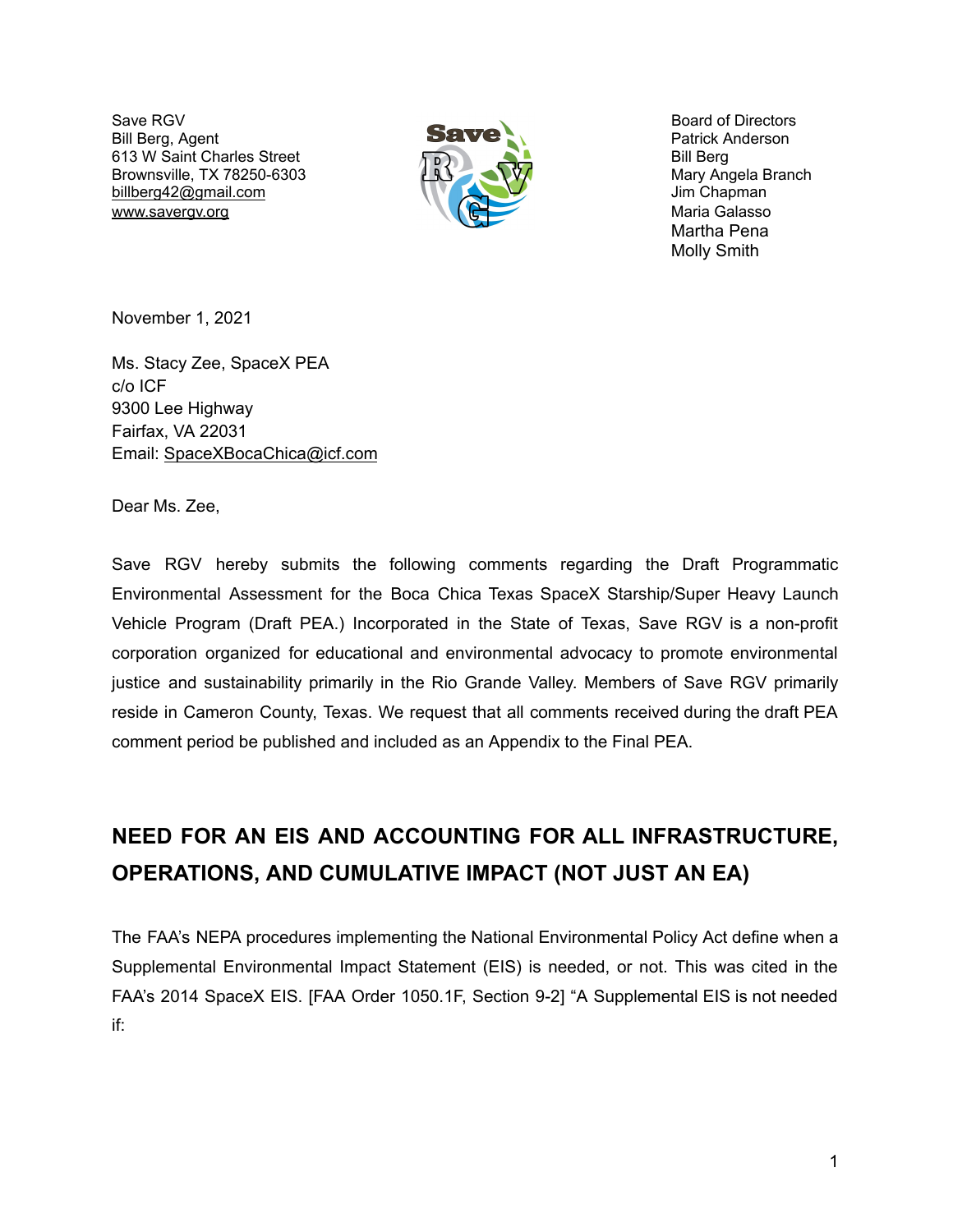Save RGV
Bill Berg, Agent
613 W Saint Charles Street
Brownsville, TX 78250-6303
billberg42@gmail.com
www.savergv.org

Board of Directors
Patrick Anderson
Bill Berg
Mary Angela Branch
Jim Chapman
Maria Galasso
Martha Pena
Molly Smith

November 1, 2021

Ms. Stacy Zee, SpaceX PEA
c/o ICF
9300 Lee Highway
Fairfax, VA 22031
Email: SpaceXBocaChica@icf.com

Dear Ms. Zee,

Save RGV hereby submits the following comments regarding the Draft Programmatic Environmental Assessment for the Boca Chica Texas SpaceX Starship/Super Heavy Launch Vehicle Program (Draft PEA.) Incorporated in the State of Texas, Save RGV is a non-profit corporation organized for educational and environmental advocacy to promote environmental justice and sustainability primarily in the Rio Grande Valley. Members of Save RGV primarily reside in Cameron County, Texas. We request that all comments received during the draft PEA comment period be published and included as an Appendix to the Final PEA.

## NEED FOR AN EIS AND ACCOUNTING FOR ALL INFRASTRUCTURE, OPERATIONS, AND CUMULATIVE IMPACT (NOT JUST AN EA)

The FAA's NEPA procedures implementing the National Environmental Policy Act define when a Supplemental Environmental Impact Statement (EIS) is needed, or not. This was cited in the FAA's 2014 SpaceX EIS. [FAA Order 1050.1F, Section 9-2] "A Supplemental EIS is not needed if: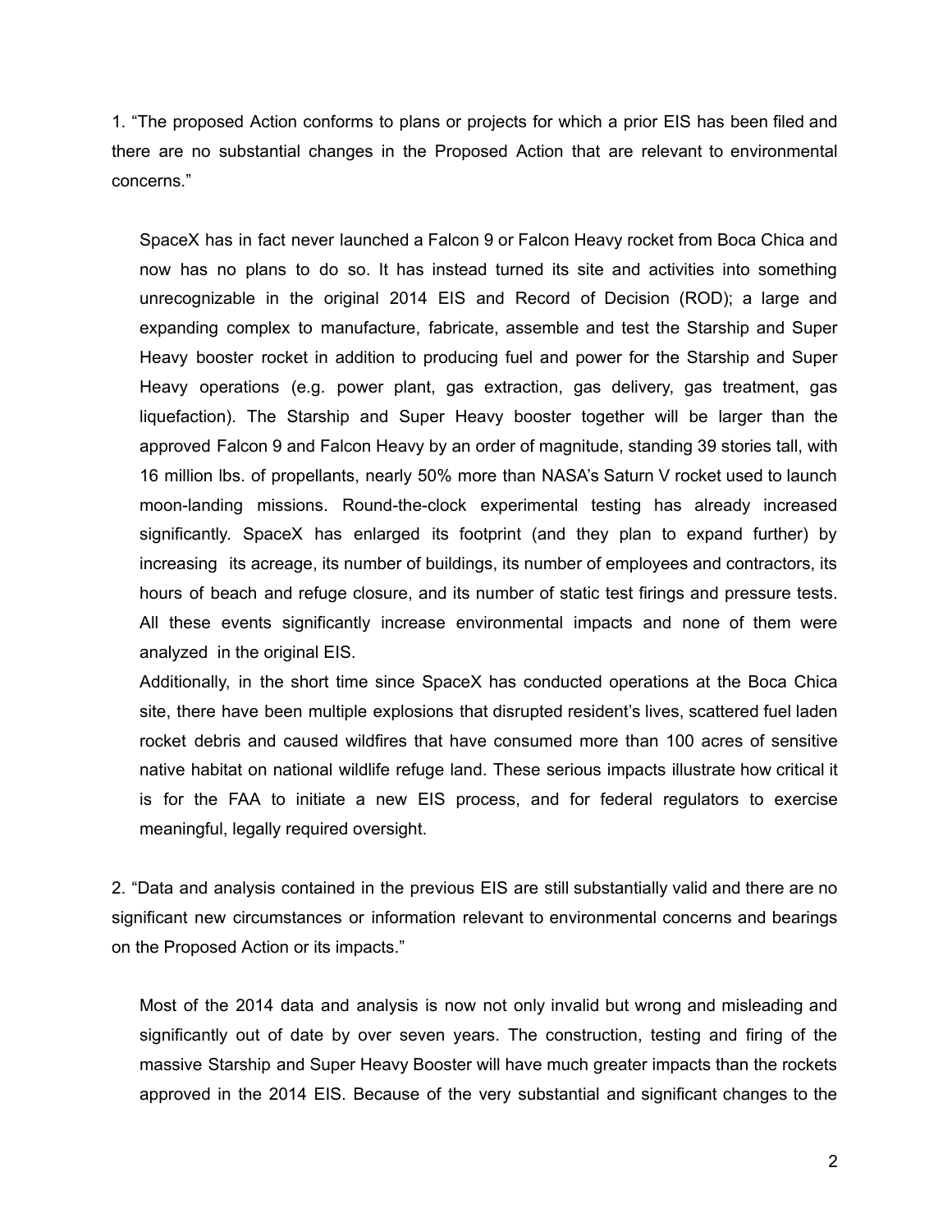1. “The proposed Action conforms to plans or projects for which a prior EIS has been filed and there are no substantial changes in the Proposed Action that are relevant to environmental concerns.”

SpaceX has in fact never launched a Falcon 9 or Falcon Heavy rocket from Boca Chica and now has no plans to do so. It has instead turned its site and activities into something unrecognizable in the original 2014 EIS and Record of Decision (ROD); a large and expanding complex to manufacture, fabricate, assemble and test the Starship and Super Heavy booster rocket in addition to producing fuel and power for the Starship and Super Heavy operations (e.g. power plant, gas extraction, gas delivery, gas treatment, gas liquefaction). The Starship and Super Heavy booster together will be larger than the approved Falcon 9 and Falcon Heavy by an order of magnitude, standing 39 stories tall, with 16 million lbs. of propellants, nearly 50% more than NASA’s Saturn V rocket used to launch moon-landing missions. Round-the-clock experimental testing has already increased significantly. SpaceX has enlarged its footprint (and they plan to expand further) by increasing its acreage, its number of buildings, its number of employees and contractors, its hours of beach and refuge closure, and its number of static test firings and pressure tests. All these events significantly increase environmental impacts and none of them were analyzed in the original EIS.

Additionally, in the short time since SpaceX has conducted operations at the Boca Chica site, there have been multiple explosions that disrupted resident’s lives, scattered fuel laden rocket debris and caused wildfires that have consumed more than 100 acres of sensitive native habitat on national wildlife refuge land. These serious impacts illustrate how critical it is for the FAA to initiate a new EIS process, and for federal regulators to exercise meaningful, legally required oversight.

2. “Data and analysis contained in the previous EIS are still substantially valid and there are no significant new circumstances or information relevant to environmental concerns and bearings on the Proposed Action or its impacts.”

Most of the 2014 data and analysis is now not only invalid but wrong and misleading and significantly out of date by over seven years. The construction, testing and firing of the massive Starship and Super Heavy Booster will have much greater impacts than the rockets approved in the 2014 EIS. Because of the very substantial and significant changes to the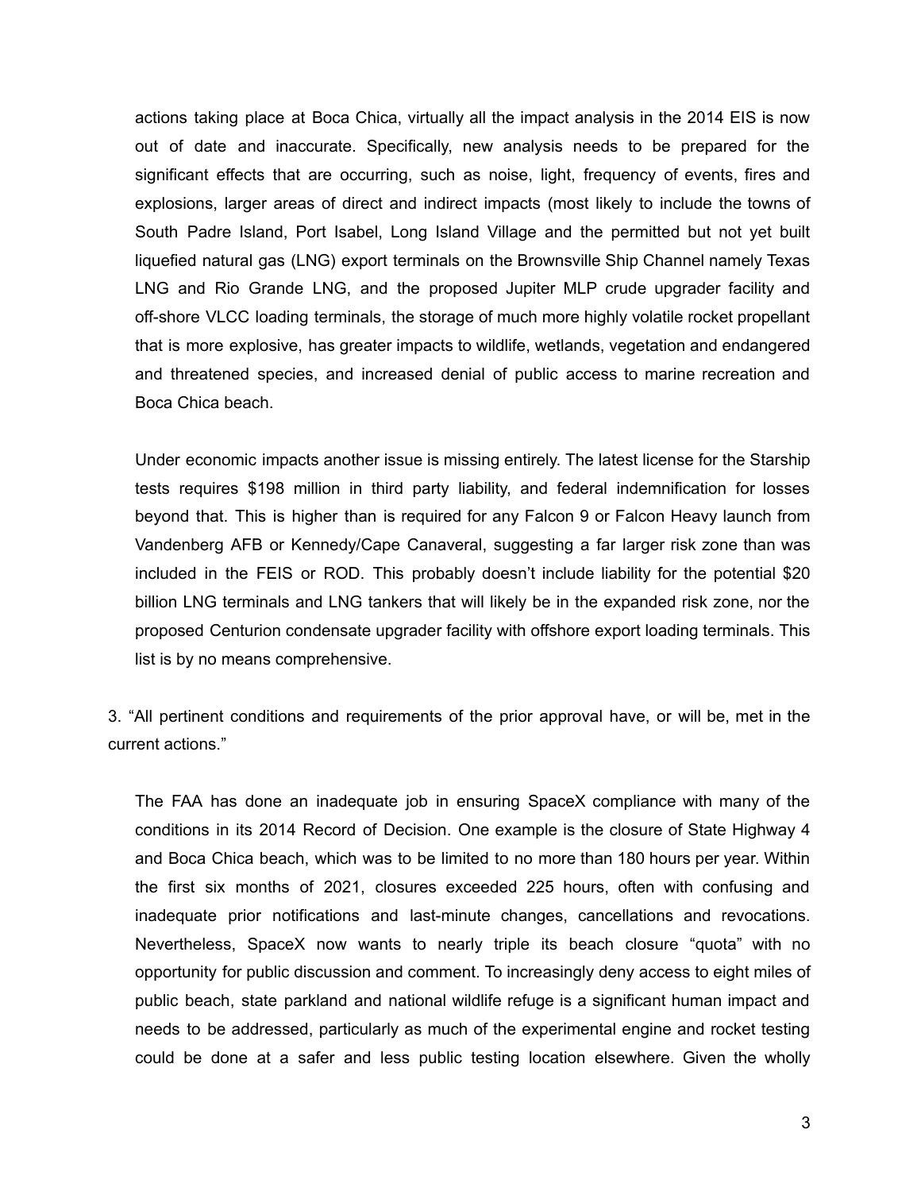actions taking place at Boca Chica, virtually all the impact analysis in the 2014 EIS is now out of date and inaccurate. Specifically, new analysis needs to be prepared for the significant effects that are occurring, such as noise, light, frequency of events, fires and explosions, larger areas of direct and indirect impacts (most likely to include the towns of South Padre Island, Port Isabel, Long Island Village and the permitted but not yet built liquefied natural gas (LNG) export terminals on the Brownsville Ship Channel namely Texas LNG and Rio Grande LNG, and the proposed Jupiter MLP crude upgrader facility and off-shore VLCC loading terminals, the storage of much more highly volatile rocket propellant that is more explosive, has greater impacts to wildlife, wetlands, vegetation and endangered and threatened species, and increased denial of public access to marine recreation and Boca Chica beach.

Under economic impacts another issue is missing entirely. The latest license for the Starship tests requires $198 million in third party liability, and federal indemnification for losses beyond that. This is higher than is required for any Falcon 9 or Falcon Heavy launch from Vandenberg AFB or Kennedy/Cape Canaveral, suggesting a far larger risk zone than was included in the FEIS or ROD. This probably doesn't include liability for the potential $20 billion LNG terminals and LNG tankers that will likely be in the expanded risk zone, nor the proposed Centurion condensate upgrader facility with offshore export loading terminals. This list is by no means comprehensive.

3. "All pertinent conditions and requirements of the prior approval have, or will be, met in the current actions."

The FAA has done an inadequate job in ensuring SpaceX compliance with many of the conditions in its 2014 Record of Decision. One example is the closure of State Highway 4 and Boca Chica beach, which was to be limited to no more than 180 hours per year. Within the first six months of 2021, closures exceeded 225 hours, often with confusing and inadequate prior notifications and last-minute changes, cancellations and revocations. Nevertheless, SpaceX now wants to nearly triple its beach closure "quota" with no opportunity for public discussion and comment. To increasingly deny access to eight miles of public beach, state parkland and national wildlife refuge is a significant human impact and needs to be addressed, particularly as much of the experimental engine and rocket testing could be done at a safer and less public testing location elsewhere. Given the wholly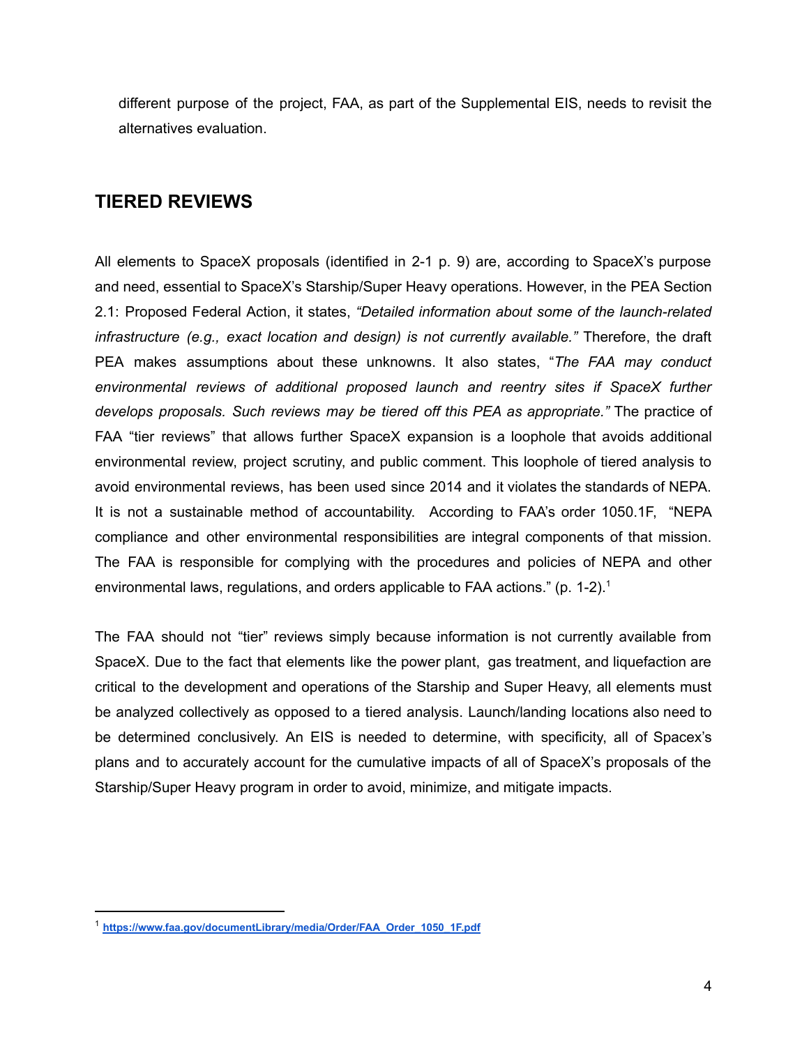different purpose of the project, FAA, as part of the Supplemental EIS, needs to revisit the alternatives evaluation.

## TIERED REVIEWS

All elements to SpaceX proposals (identified in 2-1 p. 9) are, according to SpaceX's purpose and need, essential to SpaceX's Starship/Super Heavy operations. However, in the PEA Section 2.1: Proposed Federal Action, it states, *"Detailed information about some of the launch-related infrastructure (e.g., exact location and design) is not currently available."* Therefore, the draft PEA makes assumptions about these unknowns. It also states, "*The FAA may conduct environmental reviews of additional proposed launch and reentry sites if SpaceX further develops proposals. Such reviews may be tiered off this PEA as appropriate."* The practice of FAA "tier reviews" that allows further SpaceX expansion is a loophole that avoids additional environmental review, project scrutiny, and public comment. This loophole of tiered analysis to avoid environmental reviews, has been used since 2014 and it violates the standards of NEPA. It is not a sustainable method of accountability. According to FAA's order 1050.1F, "NEPA compliance and other environmental responsibilities are integral components of that mission. The FAA is responsible for complying with the procedures and policies of NEPA and other environmental laws, regulations, and orders applicable to FAA actions." (p. 1-2).[1]

The FAA should not "tier" reviews simply because information is not currently available from SpaceX. Due to the fact that elements like the power plant, gas treatment, and liquefaction are critical to the development and operations of the Starship and Super Heavy, all elements must be analyzed collectively as opposed to a tiered analysis. Launch/landing locations also need to be determined conclusively. An EIS is needed to determine, with specificity, all of Spacex's plans and to accurately account for the cumulative impacts of all of SpaceX's proposals of the Starship/Super Heavy program in order to avoid, minimize, and mitigate impacts.

---

[1] **https://www.faa.gov/documentLibrary/media/Order/FAA_Order_1050_1F.pdf**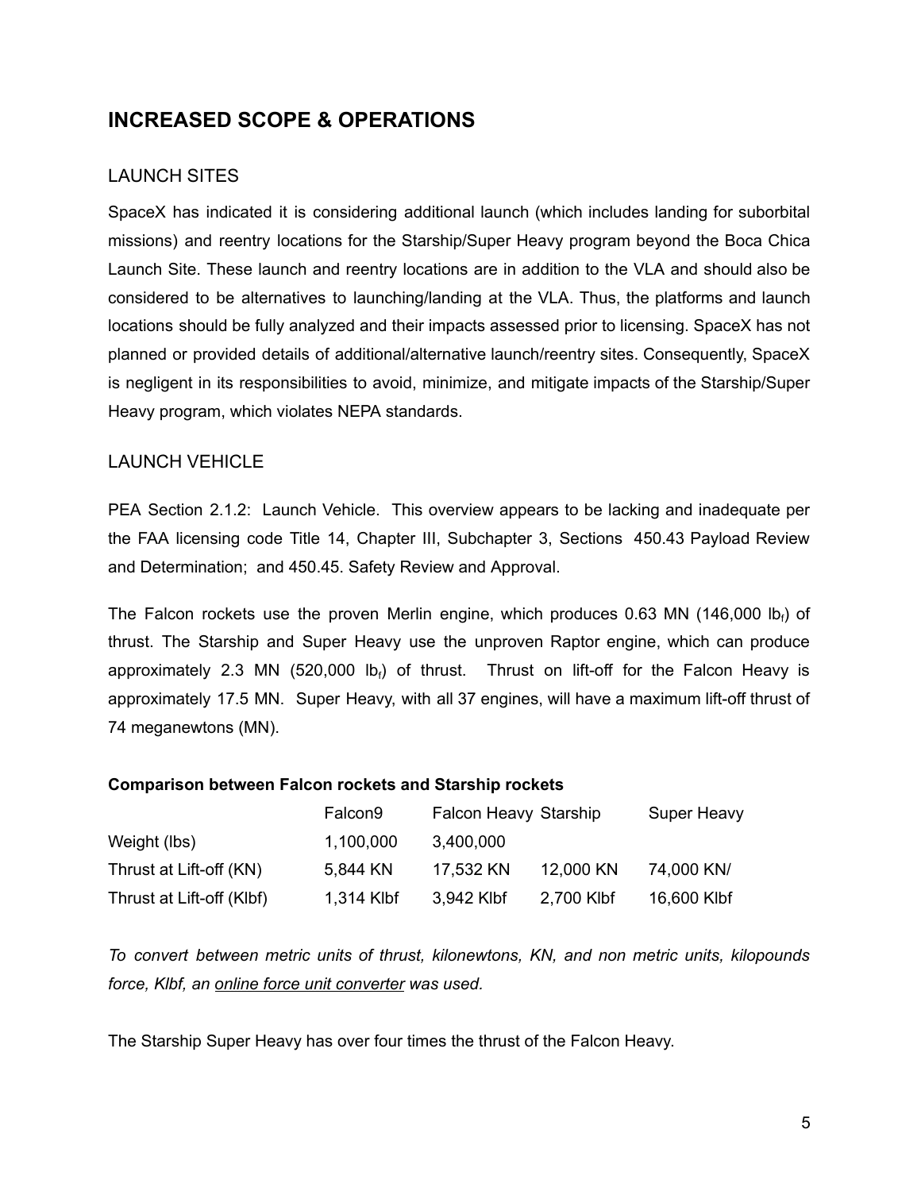## INCREASED SCOPE & OPERATIONS

### LAUNCH SITES

SpaceX has indicated it is considering additional launch (which includes landing for suborbital missions) and reentry locations for the Starship/Super Heavy program beyond the Boca Chica Launch Site. These launch and reentry locations are in addition to the VLA and should also be considered to be alternatives to launching/landing at the VLA. Thus, the platforms and launch locations should be fully analyzed and their impacts assessed prior to licensing. SpaceX has not planned or provided details of additional/alternative launch/reentry sites. Consequently, SpaceX is negligent in its responsibilities to avoid, minimize, and mitigate impacts of the Starship/Super Heavy program, which violates NEPA standards.

### LAUNCH VEHICLE

PEA Section 2.1.2: Launch Vehicle. This overview appears to be lacking and inadequate per the FAA licensing code Title 14, Chapter III, Subchapter 3, Sections 450.43 Payload Review and Determination; and 450.45. Safety Review and Approval.

The Falcon rockets use the proven Merlin engine, which produces 0.63 MN (146,000 $lb_f$) of thrust. The Starship and Super Heavy use the unproven Raptor engine, which can produce approximately 2.3 MN (520,000 $lb_f$) of thrust. Thrust on lift-off for the Falcon Heavy is approximately 17.5 MN. Super Heavy, with all 37 engines, will have a maximum lift-off thrust of 74 meganewtons (MN).

**Comparison between Falcon rockets and Starship rockets**

| | Falcon9 | Falcon Heavy | Starship | Super Heavy |
|---|---|---|---|---|
| Weight (lbs) | 1,100,000 | 3,400,000 | | |
| Thrust at Lift-off (KN) | 5,844 KN | 17,532 KN | 12,000 KN | 74,000 KN/ |
| Thrust at Lift-off (Klbf) | 1,314 Klbf | 3,942 Klbf | 2,700 Klbf | 16,600 Klbf |

*To convert between metric units of thrust, kilonewtons, KN, and non metric units, kilopounds force, Klbf, an online force unit converter was used.*

The Starship Super Heavy has over four times the thrust of the Falcon Heavy.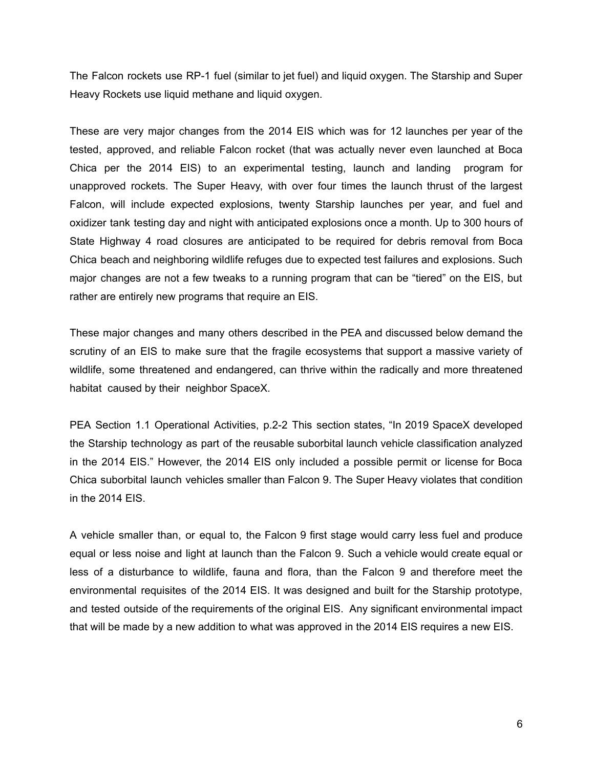The Falcon rockets use RP-1 fuel (similar to jet fuel) and liquid oxygen. The Starship and Super Heavy Rockets use liquid methane and liquid oxygen.

These are very major changes from the 2014 EIS which was for 12 launches per year of the tested, approved, and reliable Falcon rocket (that was actually never even launched at Boca Chica per the 2014 EIS) to an experimental testing, launch and landing program for unapproved rockets. The Super Heavy, with over four times the launch thrust of the largest Falcon, will include expected explosions, twenty Starship launches per year, and fuel and oxidizer tank testing day and night with anticipated explosions once a month. Up to 300 hours of State Highway 4 road closures are anticipated to be required for debris removal from Boca Chica beach and neighboring wildlife refuges due to expected test failures and explosions. Such major changes are not a few tweaks to a running program that can be "tiered" on the EIS, but rather are entirely new programs that require an EIS.

These major changes and many others described in the PEA and discussed below demand the scrutiny of an EIS to make sure that the fragile ecosystems that support a massive variety of wildlife, some threatened and endangered, can thrive within the radically and more threatened habitat caused by their neighbor SpaceX.

PEA Section 1.1 Operational Activities, p.2-2 This section states, "In 2019 SpaceX developed the Starship technology as part of the reusable suborbital launch vehicle classification analyzed in the 2014 EIS." However, the 2014 EIS only included a possible permit or license for Boca Chica suborbital launch vehicles smaller than Falcon 9. The Super Heavy violates that condition in the 2014 EIS.

A vehicle smaller than, or equal to, the Falcon 9 first stage would carry less fuel and produce equal or less noise and light at launch than the Falcon 9. Such a vehicle would create equal or less of a disturbance to wildlife, fauna and flora, than the Falcon 9 and therefore meet the environmental requisites of the 2014 EIS. It was designed and built for the Starship prototype, and tested outside of the requirements of the original EIS. Any significant environmental impact that will be made by a new addition to what was approved in the 2014 EIS requires a new EIS.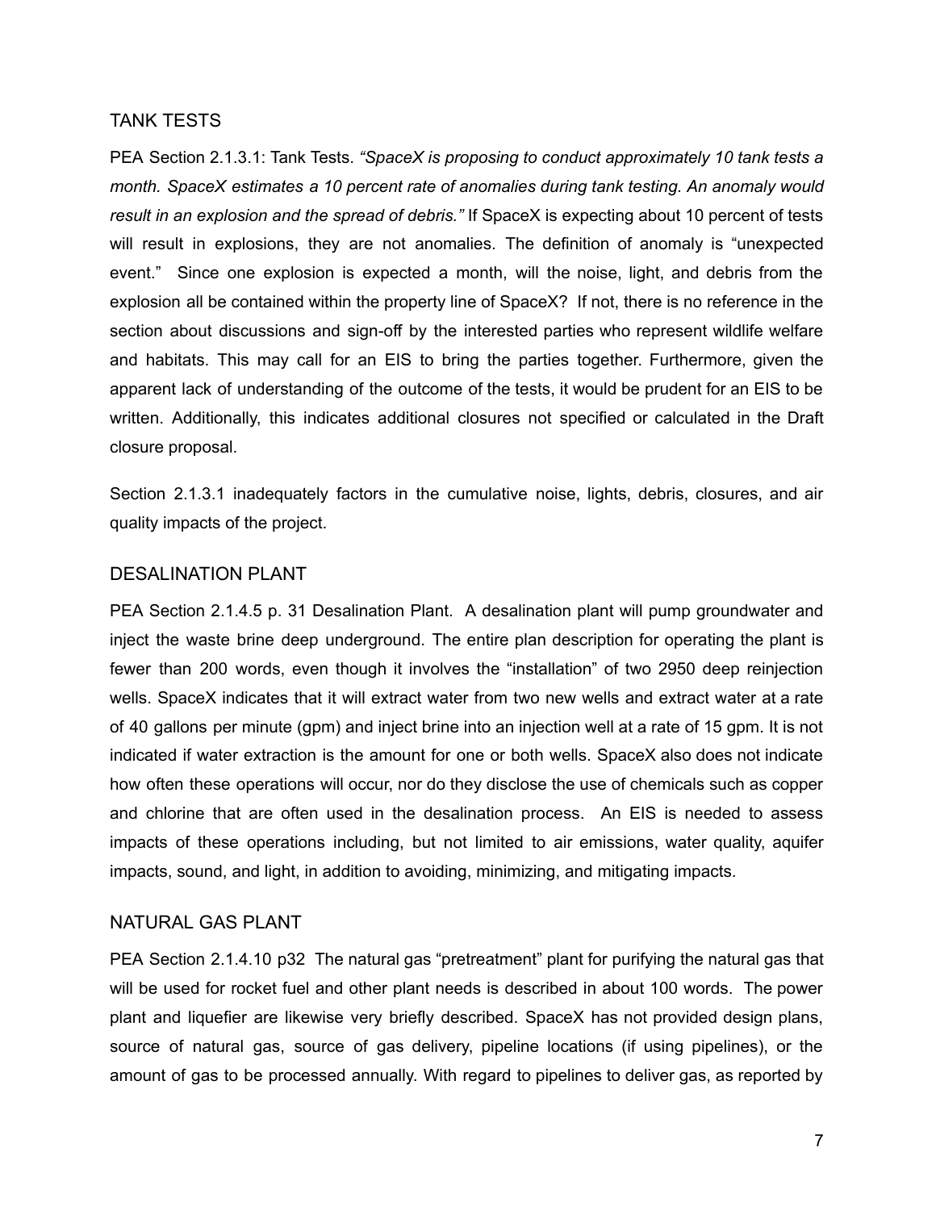## TANK TESTS

PEA Section 2.1.3.1: Tank Tests. *"SpaceX is proposing to conduct approximately 10 tank tests a month. SpaceX estimates a 10 percent rate of anomalies during tank testing. An anomaly would result in an explosion and the spread of debris."* If SpaceX is expecting about 10 percent of tests will result in explosions, they are not anomalies. The definition of anomaly is "unexpected event." Since one explosion is expected a month, will the noise, light, and debris from the explosion all be contained within the property line of SpaceX? If not, there is no reference in the section about discussions and sign-off by the interested parties who represent wildlife welfare and habitats. This may call for an EIS to bring the parties together. Furthermore, given the apparent lack of understanding of the outcome of the tests, it would be prudent for an EIS to be written. Additionally, this indicates additional closures not specified or calculated in the Draft closure proposal.

Section 2.1.3.1 inadequately factors in the cumulative noise, lights, debris, closures, and air quality impacts of the project.

## DESALINATION PLANT

PEA Section 2.1.4.5 p. 31 Desalination Plant. A desalination plant will pump groundwater and inject the waste brine deep underground. The entire plan description for operating the plant is fewer than 200 words, even though it involves the "installation" of two 2950 deep reinjection wells. SpaceX indicates that it will extract water from two new wells and extract water at a rate of 40 gallons per minute (gpm) and inject brine into an injection well at a rate of 15 gpm. It is not indicated if water extraction is the amount for one or both wells. SpaceX also does not indicate how often these operations will occur, nor do they disclose the use of chemicals such as copper and chlorine that are often used in the desalination process. An EIS is needed to assess impacts of these operations including, but not limited to air emissions, water quality, aquifer impacts, sound, and light, in addition to avoiding, minimizing, and mitigating impacts.

## NATURAL GAS PLANT

PEA Section 2.1.4.10 p32 The natural gas "pretreatment" plant for purifying the natural gas that will be used for rocket fuel and other plant needs is described in about 100 words. The power plant and liquefier are likewise very briefly described. SpaceX has not provided design plans, source of natural gas, source of gas delivery, pipeline locations (if using pipelines), or the amount of gas to be processed annually. With regard to pipelines to deliver gas, as reported by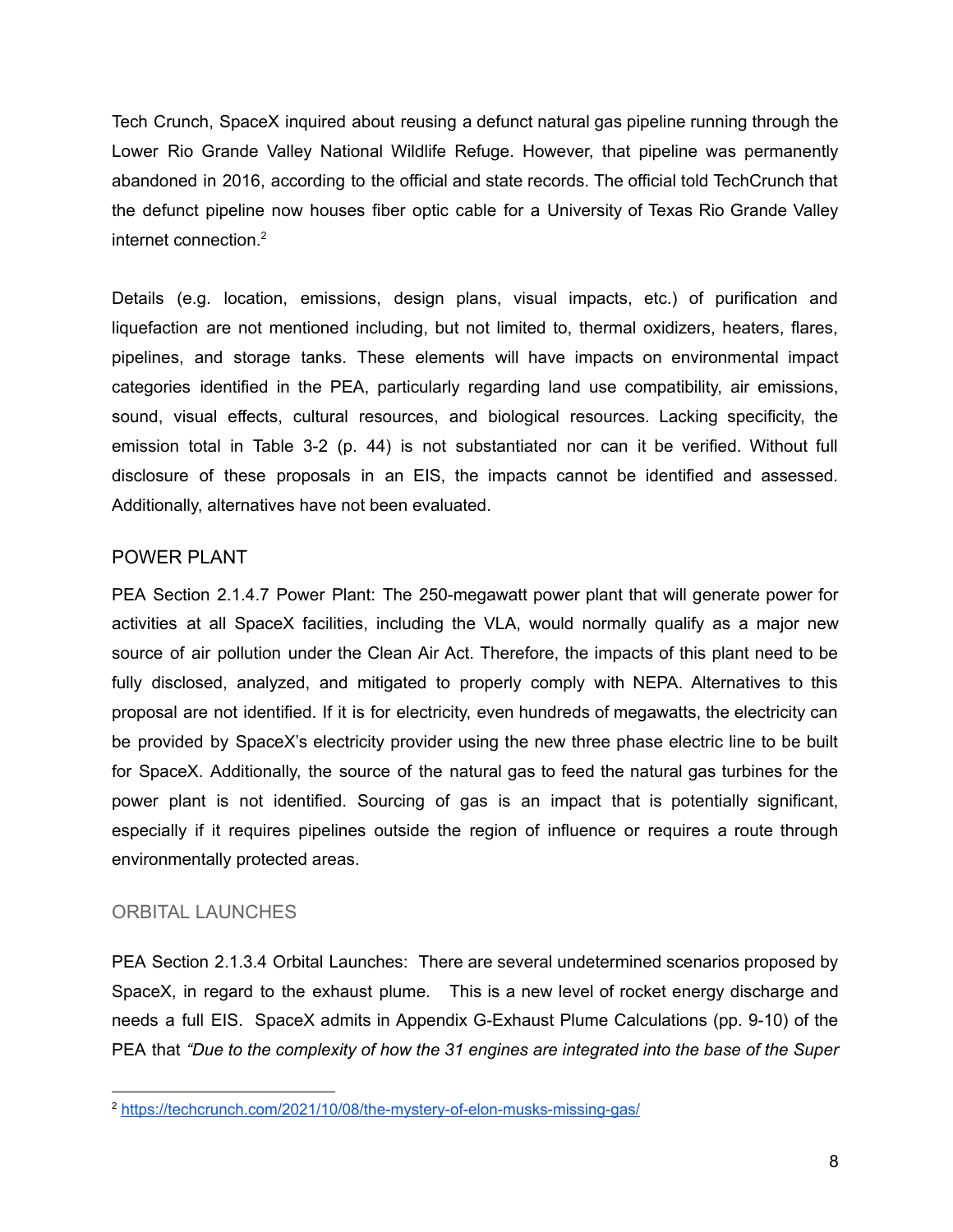Tech Crunch, SpaceX inquired about reusing a defunct natural gas pipeline running through the Lower Rio Grande Valley National Wildlife Refuge. However, that pipeline was permanently abandoned in 2016, according to the official and state records. The official told TechCrunch that the defunct pipeline now houses fiber optic cable for a University of Texas Rio Grande Valley internet connection.[2]

Details (e.g. location, emissions, design plans, visual impacts, etc.) of purification and liquefaction are not mentioned including, but not limited to, thermal oxidizers, heaters, flares, pipelines, and storage tanks. These elements will have impacts on environmental impact categories identified in the PEA, particularly regarding land use compatibility, air emissions, sound, visual effects, cultural resources, and biological resources. Lacking specificity, the emission total in Table 3-2 (p. 44) is not substantiated nor can it be verified. Without full disclosure of these proposals in an EIS, the impacts cannot be identified and assessed. Additionally, alternatives have not been evaluated.

## POWER PLANT

PEA Section 2.1.4.7 Power Plant: The 250-megawatt power plant that will generate power for activities at all SpaceX facilities, including the VLA, would normally qualify as a major new source of air pollution under the Clean Air Act. Therefore, the impacts of this plant need to be fully disclosed, analyzed, and mitigated to properly comply with NEPA. Alternatives to this proposal are not identified. If it is for electricity, even hundreds of megawatts, the electricity can be provided by SpaceX's electricity provider using the new three phase electric line to be built for SpaceX. Additionally, the source of the natural gas to feed the natural gas turbines for the power plant is not identified. Sourcing of gas is an impact that is potentially significant, especially if it requires pipelines outside the region of influence or requires a route through environmentally protected areas.

## ORBITAL LAUNCHES

PEA Section 2.1.3.4 Orbital Launches: There are several undetermined scenarios proposed by SpaceX, in regard to the exhaust plume. This is a new level of rocket energy discharge and needs a full EIS. SpaceX admits in Appendix G-Exhaust Plume Calculations (pp. 9-10) of the PEA that *"Due to the complexity of how the 31 engines are integrated into the base of the Super*

[2] https://techcrunch.com/2021/10/08/the-mystery-of-elon-musks-missing-gas/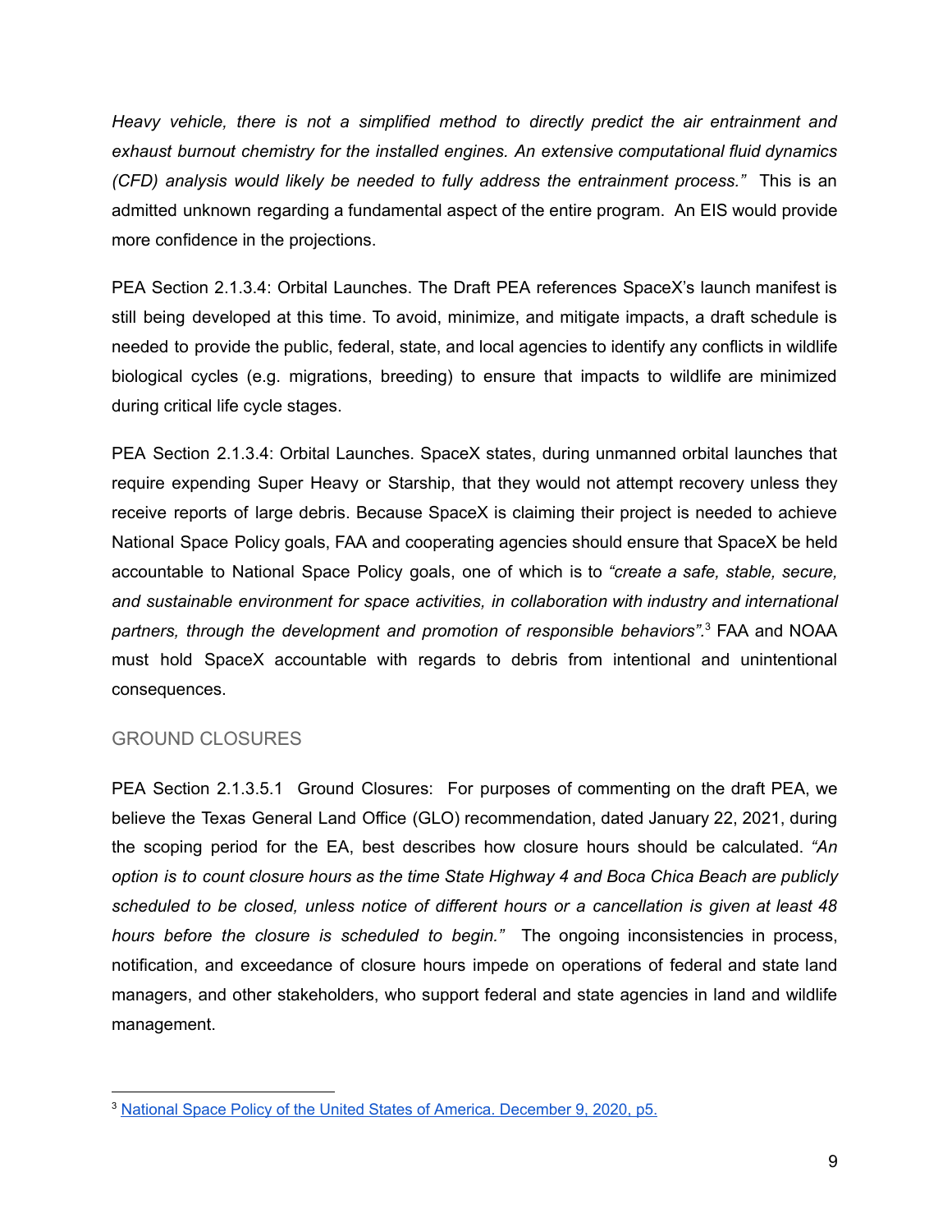*Heavy vehicle, there is not a simplified method to directly predict the air entrainment and exhaust burnout chemistry for the installed engines. An extensive computational fluid dynamics (CFD) analysis would likely be needed to fully address the entrainment process."* This is an admitted unknown regarding a fundamental aspect of the entire program. An EIS would provide more confidence in the projections.

PEA Section 2.1.3.4: Orbital Launches. The Draft PEA references SpaceX's launch manifest is still being developed at this time. To avoid, minimize, and mitigate impacts, a draft schedule is needed to provide the public, federal, state, and local agencies to identify any conflicts in wildlife biological cycles (e.g. migrations, breeding) to ensure that impacts to wildlife are minimized during critical life cycle stages.

PEA Section 2.1.3.4: Orbital Launches. SpaceX states, during unmanned orbital launches that require expending Super Heavy or Starship, that they would not attempt recovery unless they receive reports of large debris. Because SpaceX is claiming their project is needed to achieve National Space Policy goals, FAA and cooperating agencies should ensure that SpaceX be held accountable to National Space Policy goals, one of which is to *"create a safe, stable, secure, and sustainable environment for space activities, in collaboration with industry and international partners, through the development and promotion of responsible behaviors".*[3] FAA and NOAA must hold SpaceX accountable with regards to debris from intentional and unintentional consequences.

## GROUND CLOSURES

PEA Section 2.1.3.5.1 Ground Closures: For purposes of commenting on the draft PEA, we believe the Texas General Land Office (GLO) recommendation, dated January 22, 2021, during the scoping period for the EA, best describes how closure hours should be calculated. *"An option is to count closure hours as the time State Highway 4 and Boca Chica Beach are publicly scheduled to be closed, unless notice of different hours or a cancellation is given at least 48 hours before the closure is scheduled to begin."* The ongoing inconsistencies in process, notification, and exceedance of closure hours impede on operations of federal and state land managers, and other stakeholders, who support federal and state agencies in land and wildlife management.

---

[3] National Space Policy of the United States of America. December 9, 2020, p5.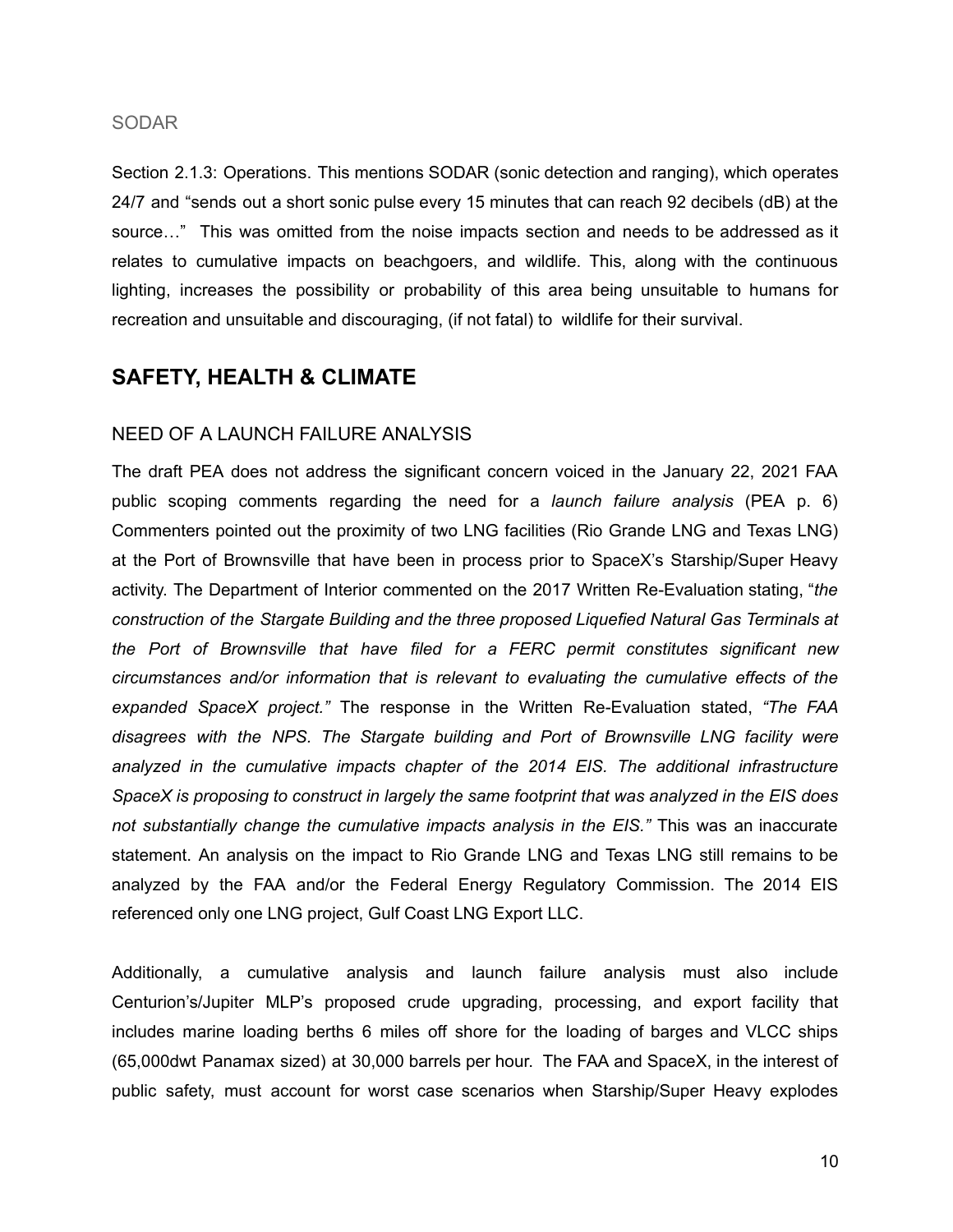### SODAR

Section 2.1.3: Operations. This mentions SODAR (sonic detection and ranging), which operates 24/7 and "sends out a short sonic pulse every 15 minutes that can reach 92 decibels (dB) at the source…" This was omitted from the noise impacts section and needs to be addressed as it relates to cumulative impacts on beachgoers, and wildlife. This, along with the continuous lighting, increases the possibility or probability of this area being unsuitable to humans for recreation and unsuitable and discouraging, (if not fatal) to wildlife for their survival.

## SAFETY, HEALTH & CLIMATE

### NEED OF A LAUNCH FAILURE ANALYSIS

The draft PEA does not address the significant concern voiced in the January 22, 2021 FAA public scoping comments regarding the need for a *launch failure analysis* (PEA p. 6) Commenters pointed out the proximity of two LNG facilities (Rio Grande LNG and Texas LNG) at the Port of Brownsville that have been in process prior to SpaceX's Starship/Super Heavy activity. The Department of Interior commented on the 2017 Written Re-Evaluation stating, "*the construction of the Stargate Building and the three proposed Liquefied Natural Gas Terminals at the Port of Brownsville that have filed for a FERC permit constitutes significant new circumstances and/or information that is relevant to evaluating the cumulative effects of the expanded SpaceX project."* The response in the Written Re-Evaluation stated, *"The FAA disagrees with the NPS. The Stargate building and Port of Brownsville LNG facility were analyzed in the cumulative impacts chapter of the 2014 EIS. The additional infrastructure SpaceX is proposing to construct in largely the same footprint that was analyzed in the EIS does not substantially change the cumulative impacts analysis in the EIS."* This was an inaccurate statement. An analysis on the impact to Rio Grande LNG and Texas LNG still remains to be analyzed by the FAA and/or the Federal Energy Regulatory Commission. The 2014 EIS referenced only one LNG project, Gulf Coast LNG Export LLC.

Additionally, a cumulative analysis and launch failure analysis must also include Centurion's/Jupiter MLP's proposed crude upgrading, processing, and export facility that includes marine loading berths 6 miles off shore for the loading of barges and VLCC ships (65,000dwt Panamax sized) at 30,000 barrels per hour. The FAA and SpaceX, in the interest of public safety, must account for worst case scenarios when Starship/Super Heavy explodes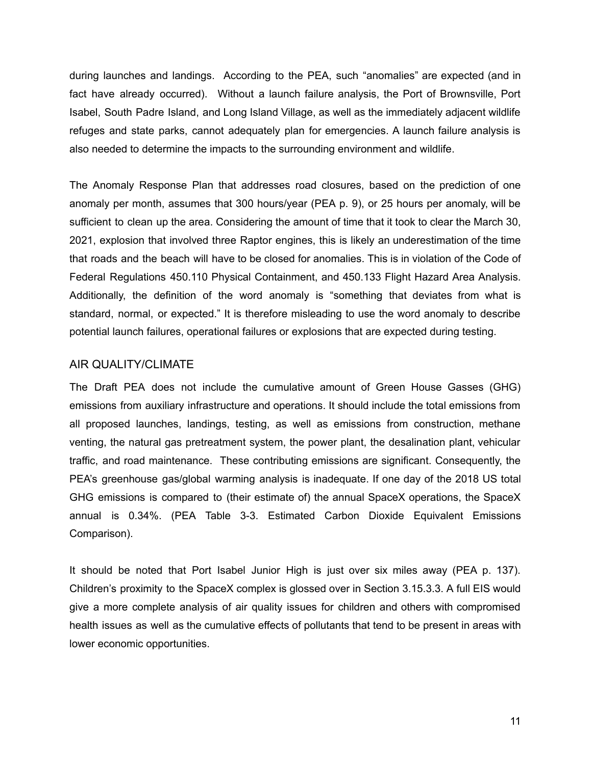during launches and landings. According to the PEA, such "anomalies" are expected (and in fact have already occurred). Without a launch failure analysis, the Port of Brownsville, Port Isabel, South Padre Island, and Long Island Village, as well as the immediately adjacent wildlife refuges and state parks, cannot adequately plan for emergencies. A launch failure analysis is also needed to determine the impacts to the surrounding environment and wildlife.

The Anomaly Response Plan that addresses road closures, based on the prediction of one anomaly per month, assumes that 300 hours/year (PEA p. 9), or 25 hours per anomaly, will be sufficient to clean up the area. Considering the amount of time that it took to clear the March 30, 2021, explosion that involved three Raptor engines, this is likely an underestimation of the time that roads and the beach will have to be closed for anomalies. This is in violation of the Code of Federal Regulations 450.110 Physical Containment, and 450.133 Flight Hazard Area Analysis. Additionally, the definition of the word anomaly is "something that deviates from what is standard, normal, or expected." It is therefore misleading to use the word anomaly to describe potential launch failures, operational failures or explosions that are expected during testing.

## AIR QUALITY/CLIMATE

The Draft PEA does not include the cumulative amount of Green House Gasses (GHG) emissions from auxiliary infrastructure and operations. It should include the total emissions from all proposed launches, landings, testing, as well as emissions from construction, methane venting, the natural gas pretreatment system, the power plant, the desalination plant, vehicular traffic, and road maintenance. These contributing emissions are significant. Consequently, the PEA's greenhouse gas/global warming analysis is inadequate. If one day of the 2018 US total GHG emissions is compared to (their estimate of) the annual SpaceX operations, the SpaceX annual is 0.34%. (PEA Table 3-3. Estimated Carbon Dioxide Equivalent Emissions Comparison).

It should be noted that Port Isabel Junior High is just over six miles away (PEA p. 137). Children's proximity to the SpaceX complex is glossed over in Section 3.15.3.3. A full EIS would give a more complete analysis of air quality issues for children and others with compromised health issues as well as the cumulative effects of pollutants that tend to be present in areas with lower economic opportunities.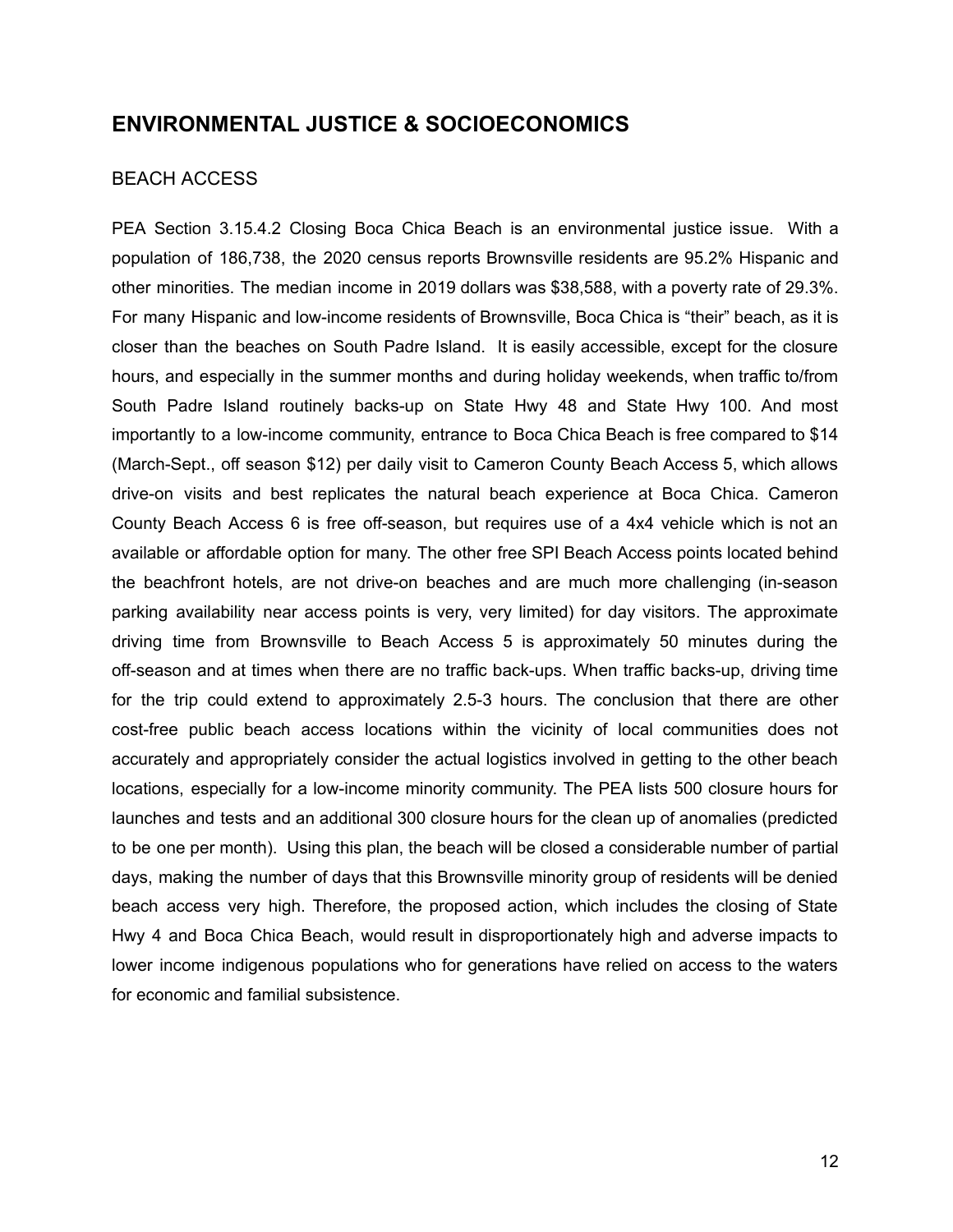## ENVIRONMENTAL JUSTICE & SOCIOECONOMICS

### BEACH ACCESS

PEA Section 3.15.4.2 Closing Boca Chica Beach is an environmental justice issue. With a population of 186,738, the 2020 census reports Brownsville residents are 95.2% Hispanic and other minorities. The median income in 2019 dollars was $38,588, with a poverty rate of 29.3%. For many Hispanic and low-income residents of Brownsville, Boca Chica is "their" beach, as it is closer than the beaches on South Padre Island. It is easily accessible, except for the closure hours, and especially in the summer months and during holiday weekends, when traffic to/from South Padre Island routinely backs-up on State Hwy 48 and State Hwy 100. And most importantly to a low-income community, entrance to Boca Chica Beach is free compared to $14 (March-Sept., off season $12) per daily visit to Cameron County Beach Access 5, which allows drive-on visits and best replicates the natural beach experience at Boca Chica. Cameron County Beach Access 6 is free off-season, but requires use of a 4x4 vehicle which is not an available or affordable option for many. The other free SPI Beach Access points located behind the beachfront hotels, are not drive-on beaches and are much more challenging (in-season parking availability near access points is very, very limited) for day visitors. The approximate driving time from Brownsville to Beach Access 5 is approximately 50 minutes during the off-season and at times when there are no traffic back-ups. When traffic backs-up, driving time for the trip could extend to approximately 2.5-3 hours. The conclusion that there are other cost-free public beach access locations within the vicinity of local communities does not accurately and appropriately consider the actual logistics involved in getting to the other beach locations, especially for a low-income minority community. The PEA lists 500 closure hours for launches and tests and an additional 300 closure hours for the clean up of anomalies (predicted to be one per month). Using this plan, the beach will be closed a considerable number of partial days, making the number of days that this Brownsville minority group of residents will be denied beach access very high. Therefore, the proposed action, which includes the closing of State Hwy 4 and Boca Chica Beach, would result in disproportionately high and adverse impacts to lower income indigenous populations who for generations have relied on access to the waters for economic and familial subsistence.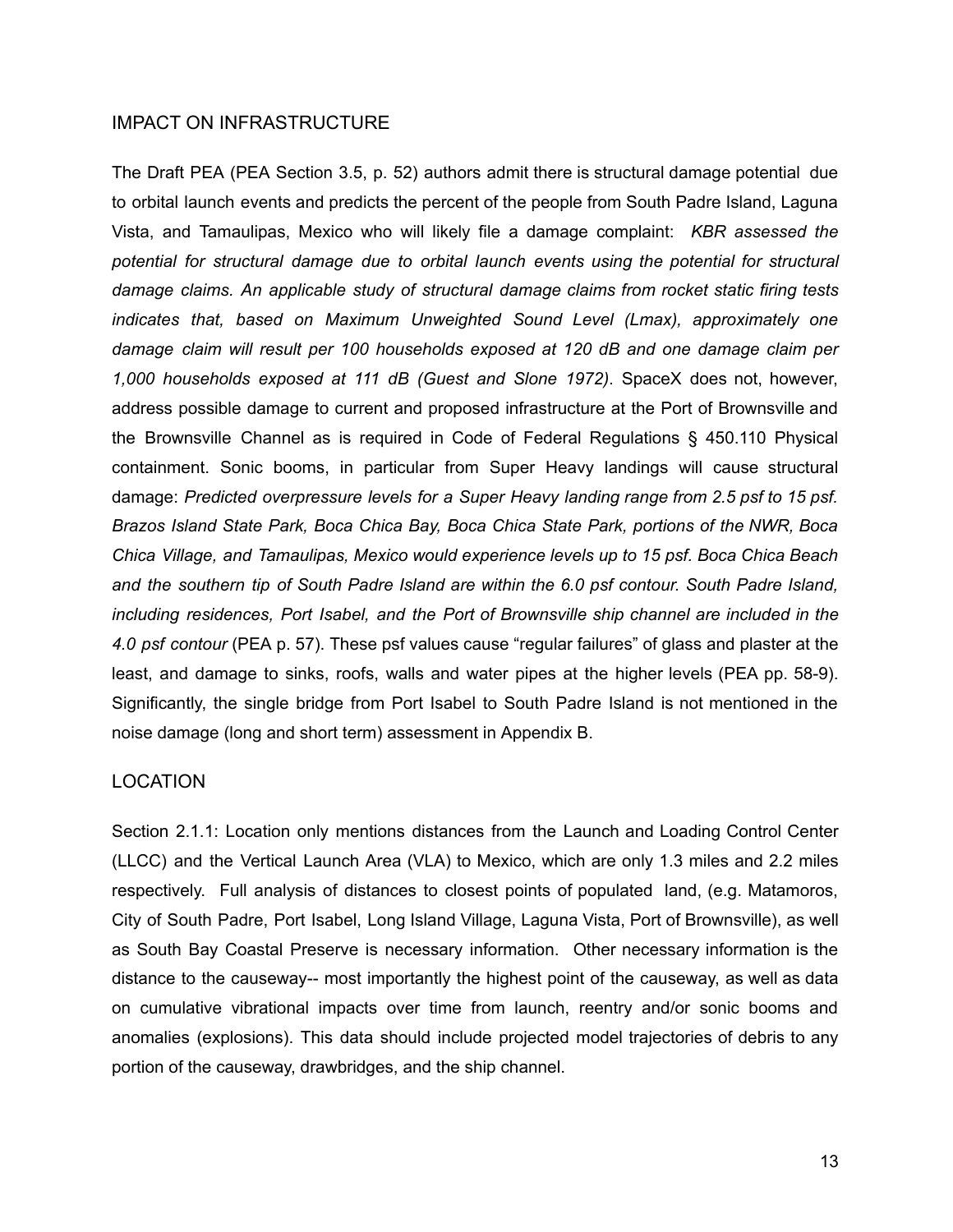## IMPACT ON INFRASTRUCTURE

The Draft PEA (PEA Section 3.5, p. 52) authors admit there is structural damage potential due to orbital launch events and predicts the percent of the people from South Padre Island, Laguna Vista, and Tamaulipas, Mexico who will likely file a damage complaint: *KBR assessed the potential for structural damage due to orbital launch events using the potential for structural damage claims. An applicable study of structural damage claims from rocket static firing tests indicates that, based on Maximum Unweighted Sound Level (Lmax), approximately one damage claim will result per 100 households exposed at 120 dB and one damage claim per 1,000 households exposed at 111 dB (Guest and Slone 1972)*. SpaceX does not, however, address possible damage to current and proposed infrastructure at the Port of Brownsville and the Brownsville Channel as is required in Code of Federal Regulations § 450.110 Physical containment. Sonic booms, in particular from Super Heavy landings will cause structural damage: *Predicted overpressure levels for a Super Heavy landing range from 2.5 psf to 15 psf. Brazos Island State Park, Boca Chica Bay, Boca Chica State Park, portions of the NWR, Boca Chica Village, and Tamaulipas, Mexico would experience levels up to 15 psf. Boca Chica Beach and the southern tip of South Padre Island are within the 6.0 psf contour. South Padre Island, including residences, Port Isabel, and the Port of Brownsville ship channel are included in the 4.0 psf contour* (PEA p. 57). These psf values cause "regular failures" of glass and plaster at the least, and damage to sinks, roofs, walls and water pipes at the higher levels (PEA pp. 58-9). Significantly, the single bridge from Port Isabel to South Padre Island is not mentioned in the noise damage (long and short term) assessment in Appendix B.

## LOCATION

Section 2.1.1: Location only mentions distances from the Launch and Loading Control Center (LLCC) and the Vertical Launch Area (VLA) to Mexico, which are only 1.3 miles and 2.2 miles respectively. Full analysis of distances to closest points of populated land, (e.g. Matamoros, City of South Padre, Port Isabel, Long Island Village, Laguna Vista, Port of Brownsville), as well as South Bay Coastal Preserve is necessary information. Other necessary information is the distance to the causeway-- most importantly the highest point of the causeway, as well as data on cumulative vibrational impacts over time from launch, reentry and/or sonic booms and anomalies (explosions). This data should include projected model trajectories of debris to any portion of the causeway, drawbridges, and the ship channel.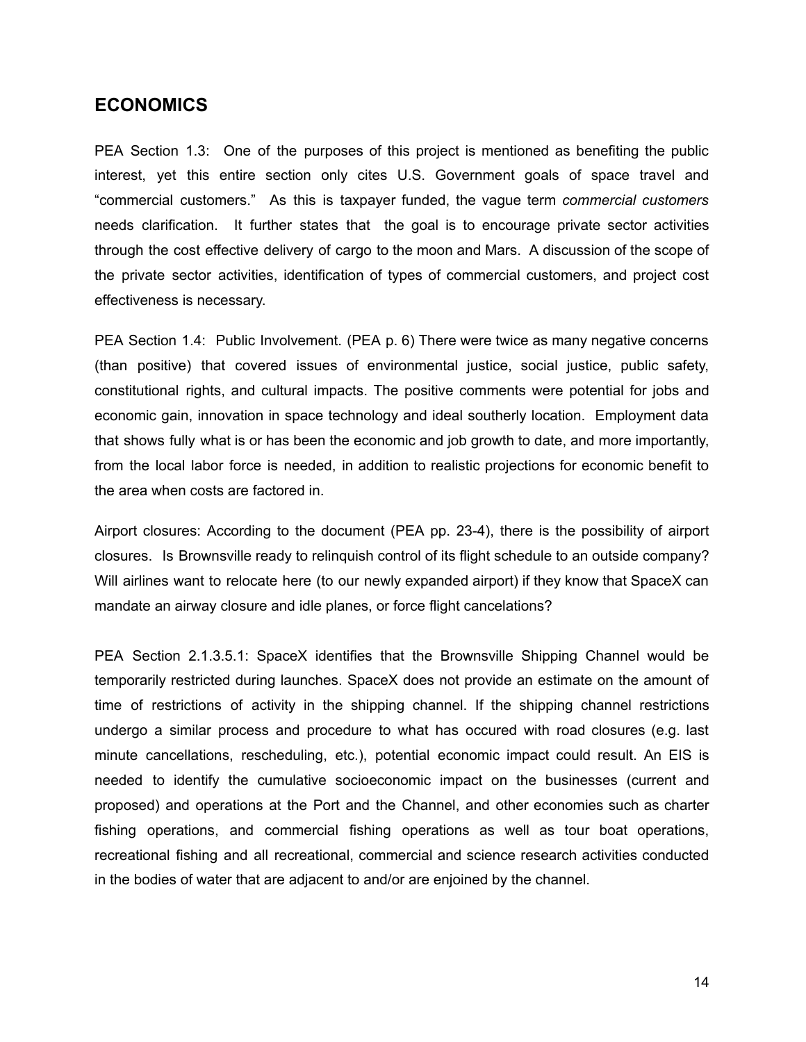## ECONOMICS

PEA Section 1.3: One of the purposes of this project is mentioned as benefiting the public interest, yet this entire section only cites U.S. Government goals of space travel and "commercial customers." As this is taxpayer funded, the vague term *commercial customers* needs clarification. It further states that the goal is to encourage private sector activities through the cost effective delivery of cargo to the moon and Mars. A discussion of the scope of the private sector activities, identification of types of commercial customers, and project cost effectiveness is necessary.

PEA Section 1.4: Public Involvement. (PEA p. 6) There were twice as many negative concerns (than positive) that covered issues of environmental justice, social justice, public safety, constitutional rights, and cultural impacts. The positive comments were potential for jobs and economic gain, innovation in space technology and ideal southerly location. Employment data that shows fully what is or has been the economic and job growth to date, and more importantly, from the local labor force is needed, in addition to realistic projections for economic benefit to the area when costs are factored in.

Airport closures: According to the document (PEA pp. 23-4), there is the possibility of airport closures. Is Brownsville ready to relinquish control of its flight schedule to an outside company? Will airlines want to relocate here (to our newly expanded airport) if they know that SpaceX can mandate an airway closure and idle planes, or force flight cancelations?

PEA Section 2.1.3.5.1: SpaceX identifies that the Brownsville Shipping Channel would be temporarily restricted during launches. SpaceX does not provide an estimate on the amount of time of restrictions of activity in the shipping channel. If the shipping channel restrictions undergo a similar process and procedure to what has occured with road closures (e.g. last minute cancellations, rescheduling, etc.), potential economic impact could result. An EIS is needed to identify the cumulative socioeconomic impact on the businesses (current and proposed) and operations at the Port and the Channel, and other economies such as charter fishing operations, and commercial fishing operations as well as tour boat operations, recreational fishing and all recreational, commercial and science research activities conducted in the bodies of water that are adjacent to and/or are enjoined by the channel.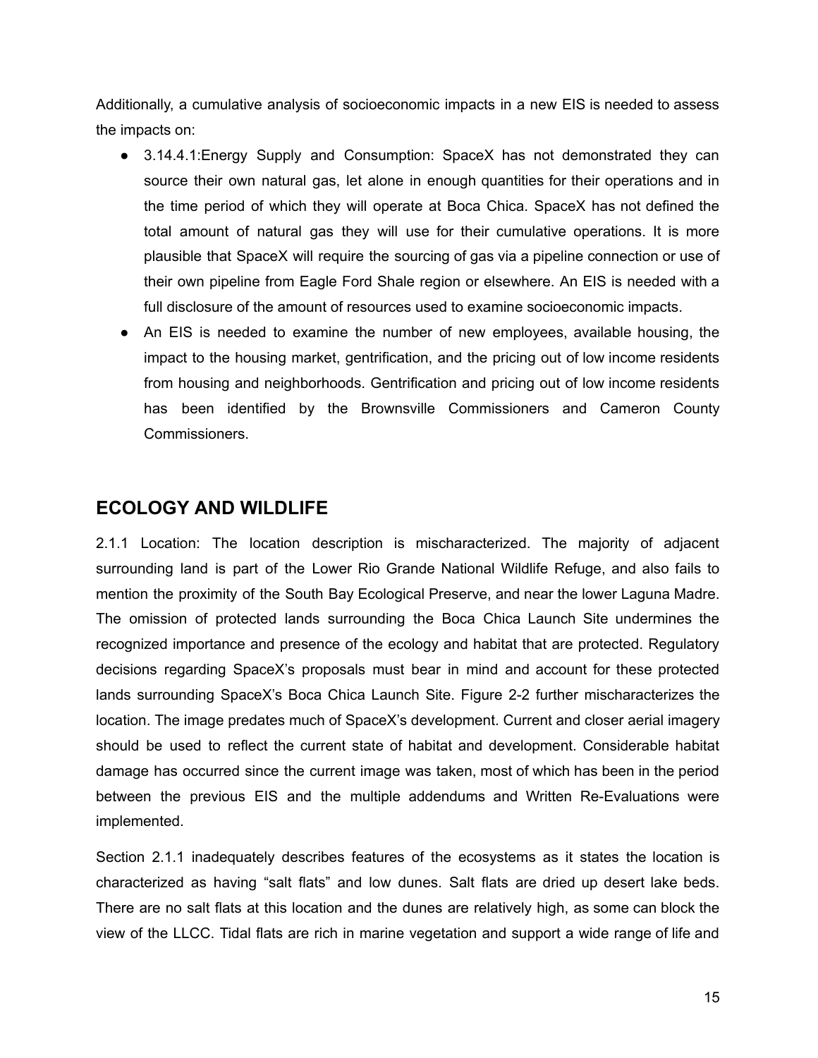Additionally, a cumulative analysis of socioeconomic impacts in a new EIS is needed to assess the impacts on:

- 3.14.4.1:Energy Supply and Consumption: SpaceX has not demonstrated they can source their own natural gas, let alone in enough quantities for their operations and in the time period of which they will operate at Boca Chica. SpaceX has not defined the total amount of natural gas they will use for their cumulative operations. It is more plausible that SpaceX will require the sourcing of gas via a pipeline connection or use of their own pipeline from Eagle Ford Shale region or elsewhere. An EIS is needed with a full disclosure of the amount of resources used to examine socioeconomic impacts.
- An EIS is needed to examine the number of new employees, available housing, the impact to the housing market, gentrification, and the pricing out of low income residents from housing and neighborhoods. Gentrification and pricing out of low income residents has been identified by the Brownsville Commissioners and Cameron County Commissioners.

## ECOLOGY AND WILDLIFE

2.1.1 Location: The location description is mischaracterized. The majority of adjacent surrounding land is part of the Lower Rio Grande National Wildlife Refuge, and also fails to mention the proximity of the South Bay Ecological Preserve, and near the lower Laguna Madre. The omission of protected lands surrounding the Boca Chica Launch Site undermines the recognized importance and presence of the ecology and habitat that are protected. Regulatory decisions regarding SpaceX's proposals must bear in mind and account for these protected lands surrounding SpaceX's Boca Chica Launch Site. Figure 2-2 further mischaracterizes the location. The image predates much of SpaceX's development. Current and closer aerial imagery should be used to reflect the current state of habitat and development. Considerable habitat damage has occurred since the current image was taken, most of which has been in the period between the previous EIS and the multiple addendums and Written Re-Evaluations were implemented.

Section 2.1.1 inadequately describes features of the ecosystems as it states the location is characterized as having "salt flats" and low dunes. Salt flats are dried up desert lake beds. There are no salt flats at this location and the dunes are relatively high, as some can block the view of the LLCC. Tidal flats are rich in marine vegetation and support a wide range of life and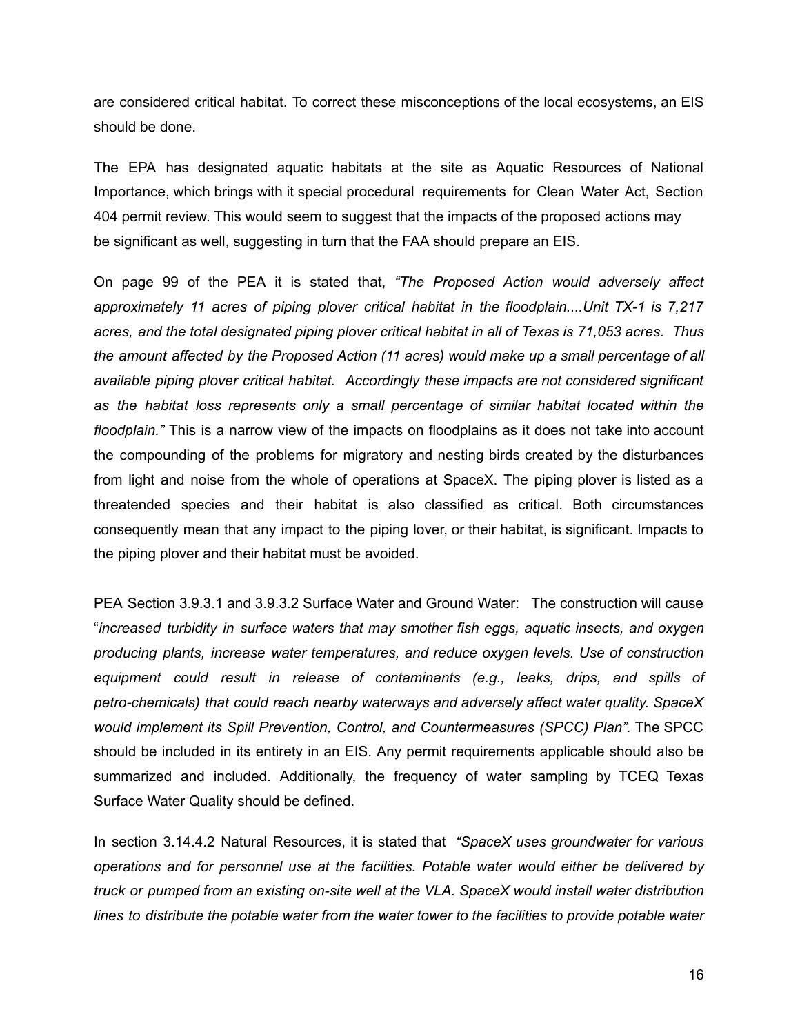are considered critical habitat. To correct these misconceptions of the local ecosystems, an EIS should be done.

The EPA has designated aquatic habitats at the site as Aquatic Resources of National Importance, which brings with it special procedural requirements for Clean Water Act, Section 404 permit review. This would seem to suggest that the impacts of the proposed actions may be significant as well, suggesting in turn that the FAA should prepare an EIS.

On page 99 of the PEA it is stated that, *"The Proposed Action would adversely affect approximately 11 acres of piping plover critical habitat in the floodplain....Unit TX-1 is 7,217 acres, and the total designated piping plover critical habitat in all of Texas is 71,053 acres. Thus the amount affected by the Proposed Action (11 acres) would make up a small percentage of all available piping plover critical habitat. Accordingly these impacts are not considered significant as the habitat loss represents only a small percentage of similar habitat located within the floodplain."* This is a narrow view of the impacts on floodplains as it does not take into account the compounding of the problems for migratory and nesting birds created by the disturbances from light and noise from the whole of operations at SpaceX. The piping plover is listed as a threatended species and their habitat is also classified as critical. Both circumstances consequently mean that any impact to the piping lover, or their habitat, is significant. Impacts to the piping plover and their habitat must be avoided.

PEA Section 3.9.3.1 and 3.9.3.2 Surface Water and Ground Water: The construction will cause "*increased turbidity in surface waters that may smother fish eggs, aquatic insects, and oxygen producing plants, increase water temperatures, and reduce oxygen levels. Use of construction equipment could result in release of contaminants (e.g., leaks, drips, and spills of petro-chemicals) that could reach nearby waterways and adversely affect water quality. SpaceX would implement its Spill Prevention, Control, and Countermeasures (SPCC) Plan".* The SPCC should be included in its entirety in an EIS. Any permit requirements applicable should also be summarized and included. Additionally, the frequency of water sampling by TCEQ Texas Surface Water Quality should be defined.

In section 3.14.4.2 Natural Resources, it is stated that *"SpaceX uses groundwater for various operations and for personnel use at the facilities. Potable water would either be delivered by truck or pumped from an existing on-site well at the VLA. SpaceX would install water distribution lines to distribute the potable water from the water tower to the facilities to provide potable water*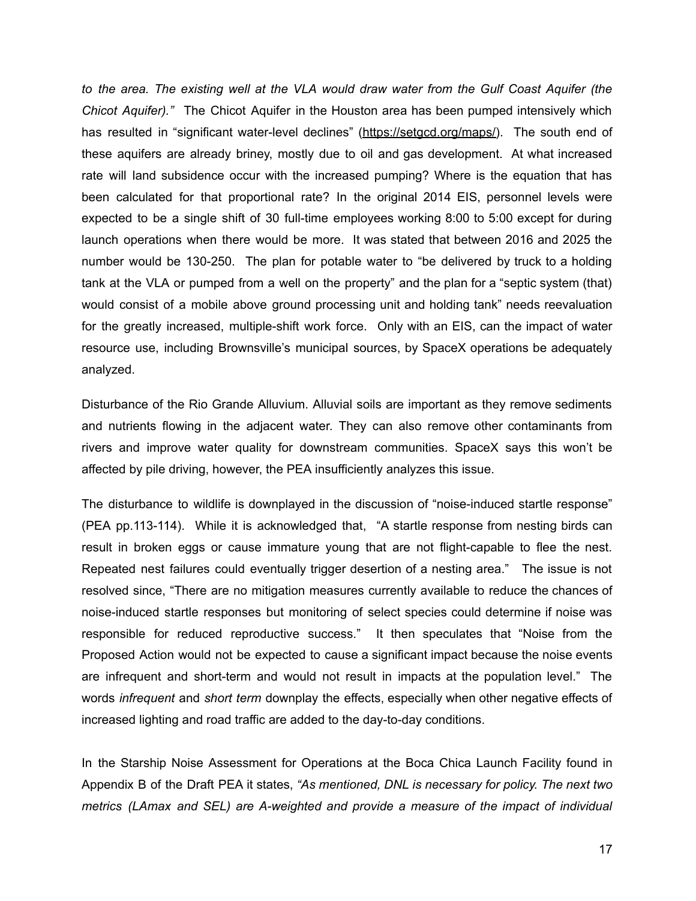*to the area. The existing well at the VLA would draw water from the Gulf Coast Aquifer (the Chicot Aquifer)."* The Chicot Aquifer in the Houston area has been pumped intensively which has resulted in "significant water-level declines" (https://setgcd.org/maps/). The south end of these aquifers are already briney, mostly due to oil and gas development. At what increased rate will land subsidence occur with the increased pumping? Where is the equation that has been calculated for that proportional rate? In the original 2014 EIS, personnel levels were expected to be a single shift of 30 full-time employees working 8:00 to 5:00 except for during launch operations when there would be more. It was stated that between 2016 and 2025 the number would be 130-250. The plan for potable water to "be delivered by truck to a holding tank at the VLA or pumped from a well on the property" and the plan for a "septic system (that) would consist of a mobile above ground processing unit and holding tank" needs reevaluation for the greatly increased, multiple-shift work force. Only with an EIS, can the impact of water resource use, including Brownsville's municipal sources, by SpaceX operations be adequately analyzed.

Disturbance of the Rio Grande Alluvium. Alluvial soils are important as they remove sediments and nutrients flowing in the adjacent water. They can also remove other contaminants from rivers and improve water quality for downstream communities. SpaceX says this won't be affected by pile driving, however, the PEA insufficiently analyzes this issue.

The disturbance to wildlife is downplayed in the discussion of "noise-induced startle response" (PEA pp.113-114). While it is acknowledged that, "A startle response from nesting birds can result in broken eggs or cause immature young that are not flight-capable to flee the nest. Repeated nest failures could eventually trigger desertion of a nesting area." The issue is not resolved since, "There are no mitigation measures currently available to reduce the chances of noise-induced startle responses but monitoring of select species could determine if noise was responsible for reduced reproductive success." It then speculates that "Noise from the Proposed Action would not be expected to cause a significant impact because the noise events are infrequent and short-term and would not result in impacts at the population level." The words *infrequent* and *short term* downplay the effects, especially when other negative effects of increased lighting and road traffic are added to the day-to-day conditions.

In the Starship Noise Assessment for Operations at the Boca Chica Launch Facility found in Appendix B of the Draft PEA it states, *"As mentioned, DNL is necessary for policy. The next two metrics (LAmax and SEL) are A-weighted and provide a measure of the impact of individual*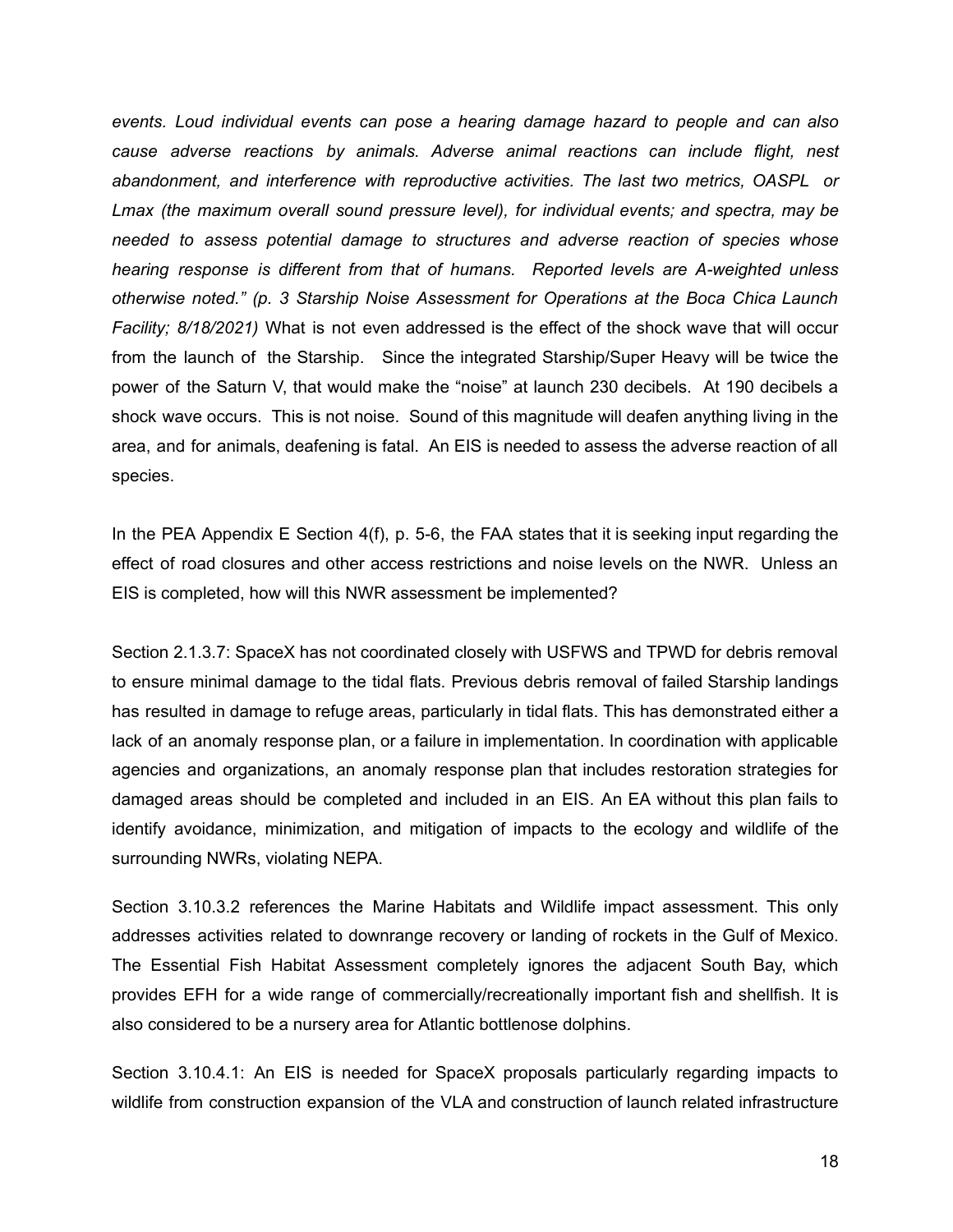*events. Loud individual events can pose a hearing damage hazard to people and can also cause adverse reactions by animals. Adverse animal reactions can include flight, nest abandonment, and interference with reproductive activities. The last two metrics, OASPL or Lmax (the maximum overall sound pressure level), for individual events; and spectra, may be needed to assess potential damage to structures and adverse reaction of species whose hearing response is different from that of humans. Reported levels are A-weighted unless otherwise noted." (p. 3 Starship Noise Assessment for Operations at the Boca Chica Launch Facility; 8/18/2021)* What is not even addressed is the effect of the shock wave that will occur from the launch of the Starship. Since the integrated Starship/Super Heavy will be twice the power of the Saturn V, that would make the "noise" at launch 230 decibels. At 190 decibels a shock wave occurs. This is not noise. Sound of this magnitude will deafen anything living in the area, and for animals, deafening is fatal. An EIS is needed to assess the adverse reaction of all species.

In the PEA Appendix E Section 4(f), p. 5-6, the FAA states that it is seeking input regarding the effect of road closures and other access restrictions and noise levels on the NWR. Unless an EIS is completed, how will this NWR assessment be implemented?

Section 2.1.3.7: SpaceX has not coordinated closely with USFWS and TPWD for debris removal to ensure minimal damage to the tidal flats. Previous debris removal of failed Starship landings has resulted in damage to refuge areas, particularly in tidal flats. This has demonstrated either a lack of an anomaly response plan, or a failure in implementation. In coordination with applicable agencies and organizations, an anomaly response plan that includes restoration strategies for damaged areas should be completed and included in an EIS. An EA without this plan fails to identify avoidance, minimization, and mitigation of impacts to the ecology and wildlife of the surrounding NWRs, violating NEPA.

Section 3.10.3.2 references the Marine Habitats and Wildlife impact assessment. This only addresses activities related to downrange recovery or landing of rockets in the Gulf of Mexico. The Essential Fish Habitat Assessment completely ignores the adjacent South Bay, which provides EFH for a wide range of commercially/recreationally important fish and shellfish. It is also considered to be a nursery area for Atlantic bottlenose dolphins.

Section 3.10.4.1: An EIS is needed for SpaceX proposals particularly regarding impacts to wildlife from construction expansion of the VLA and construction of launch related infrastructure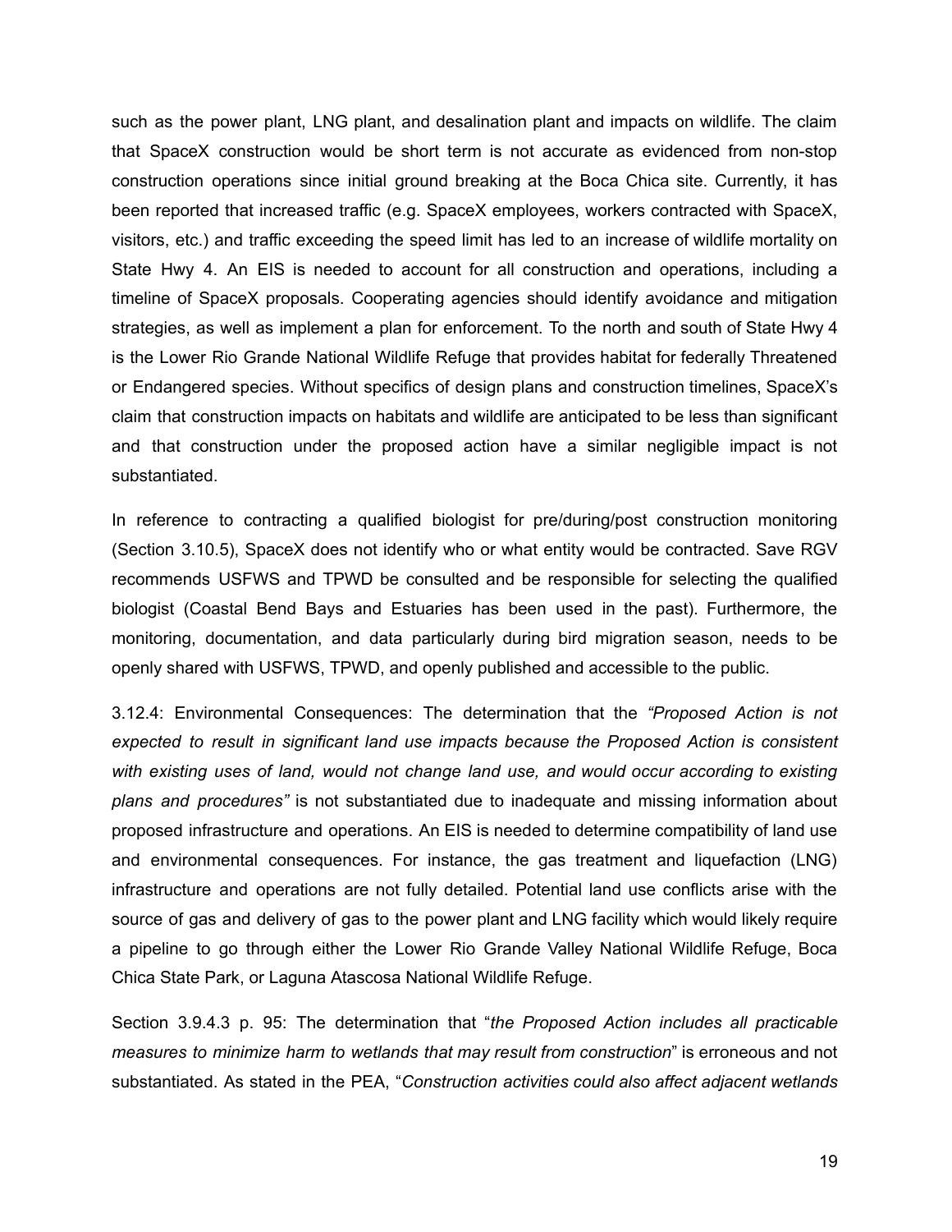such as the power plant, LNG plant, and desalination plant and impacts on wildlife. The claim that SpaceX construction would be short term is not accurate as evidenced from non-stop construction operations since initial ground breaking at the Boca Chica site. Currently, it has been reported that increased traffic (e.g. SpaceX employees, workers contracted with SpaceX, visitors, etc.) and traffic exceeding the speed limit has led to an increase of wildlife mortality on State Hwy 4. An EIS is needed to account for all construction and operations, including a timeline of SpaceX proposals. Cooperating agencies should identify avoidance and mitigation strategies, as well as implement a plan for enforcement. To the north and south of State Hwy 4 is the Lower Rio Grande National Wildlife Refuge that provides habitat for federally Threatened or Endangered species. Without specifics of design plans and construction timelines, SpaceX's claim that construction impacts on habitats and wildlife are anticipated to be less than significant and that construction under the proposed action have a similar negligible impact is not substantiated.

In reference to contracting a qualified biologist for pre/during/post construction monitoring (Section 3.10.5), SpaceX does not identify who or what entity would be contracted. Save RGV recommends USFWS and TPWD be consulted and be responsible for selecting the qualified biologist (Coastal Bend Bays and Estuaries has been used in the past). Furthermore, the monitoring, documentation, and data particularly during bird migration season, needs to be openly shared with USFWS, TPWD, and openly published and accessible to the public.

3.12.4: Environmental Consequences: The determination that the *"Proposed Action is not expected to result in significant land use impacts because the Proposed Action is consistent with existing uses of land, would not change land use, and would occur according to existing plans and procedures"* is not substantiated due to inadequate and missing information about proposed infrastructure and operations. An EIS is needed to determine compatibility of land use and environmental consequences. For instance, the gas treatment and liquefaction (LNG) infrastructure and operations are not fully detailed. Potential land use conflicts arise with the source of gas and delivery of gas to the power plant and LNG facility which would likely require a pipeline to go through either the Lower Rio Grande Valley National Wildlife Refuge, Boca Chica State Park, or Laguna Atascosa National Wildlife Refuge.

Section 3.9.4.3 p. 95: The determination that "*the Proposed Action includes all practicable measures to minimize harm to wetlands that may result from construction*" is erroneous and not substantiated. As stated in the PEA, "*Construction activities could also affect adjacent wetlands*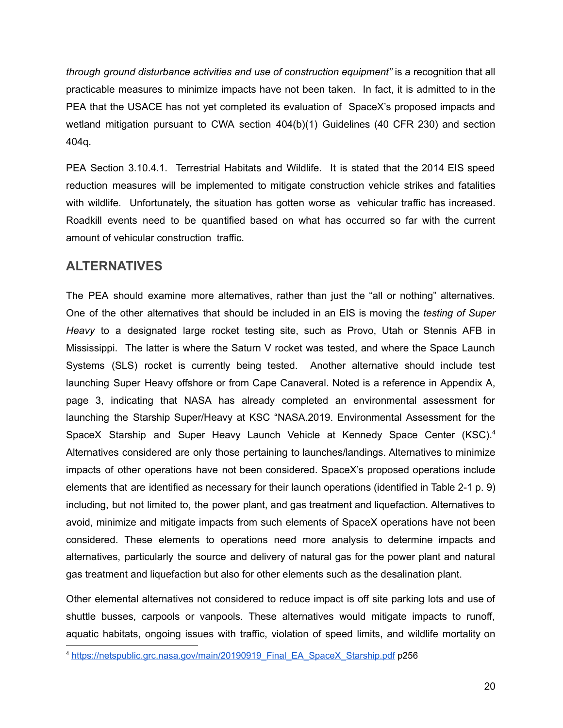*through ground disturbance activities and use of construction equipment"* is a recognition that all practicable measures to minimize impacts have not been taken. In fact, it is admitted to in the PEA that the USACE has not yet completed its evaluation of SpaceX's proposed impacts and wetland mitigation pursuant to CWA section 404(b)(1) Guidelines (40 CFR 230) and section 404q.

PEA Section 3.10.4.1. Terrestrial Habitats and Wildlife. It is stated that the 2014 EIS speed reduction measures will be implemented to mitigate construction vehicle strikes and fatalities with wildlife. Unfortunately, the situation has gotten worse as vehicular traffic has increased. Roadkill events need to be quantified based on what has occurred so far with the current amount of vehicular construction traffic.

## ALTERNATIVES

The PEA should examine more alternatives, rather than just the "all or nothing" alternatives. One of the other alternatives that should be included in an EIS is moving the *testing of Super Heavy* to a designated large rocket testing site, such as Provo, Utah or Stennis AFB in Mississippi. The latter is where the Saturn V rocket was tested, and where the Space Launch Systems (SLS) rocket is currently being tested. Another alternative should include test launching Super Heavy offshore or from Cape Canaveral. Noted is a reference in Appendix A, page 3, indicating that NASA has already completed an environmental assessment for launching the Starship Super/Heavy at KSC "NASA.2019. Environmental Assessment for the SpaceX Starship and Super Heavy Launch Vehicle at Kennedy Space Center (KSC).[4] Alternatives considered are only those pertaining to launches/landings. Alternatives to minimize impacts of other operations have not been considered. SpaceX's proposed operations include elements that are identified as necessary for their launch operations (identified in Table 2-1 p. 9) including, but not limited to, the power plant, and gas treatment and liquefaction. Alternatives to avoid, minimize and mitigate impacts from such elements of SpaceX operations have not been considered. These elements to operations need more analysis to determine impacts and alternatives, particularly the source and delivery of natural gas for the power plant and natural gas treatment and liquefaction but also for other elements such as the desalination plant.

Other elemental alternatives not considered to reduce impact is off site parking lots and use of shuttle busses, carpools or vanpools. These alternatives would mitigate impacts to runoff, aquatic habitats, ongoing issues with traffic, violation of speed limits, and wildlife mortality on

[4] https://netspublic.grc.nasa.gov/main/20190919_Final_EA_SpaceX_Starship.pdf p256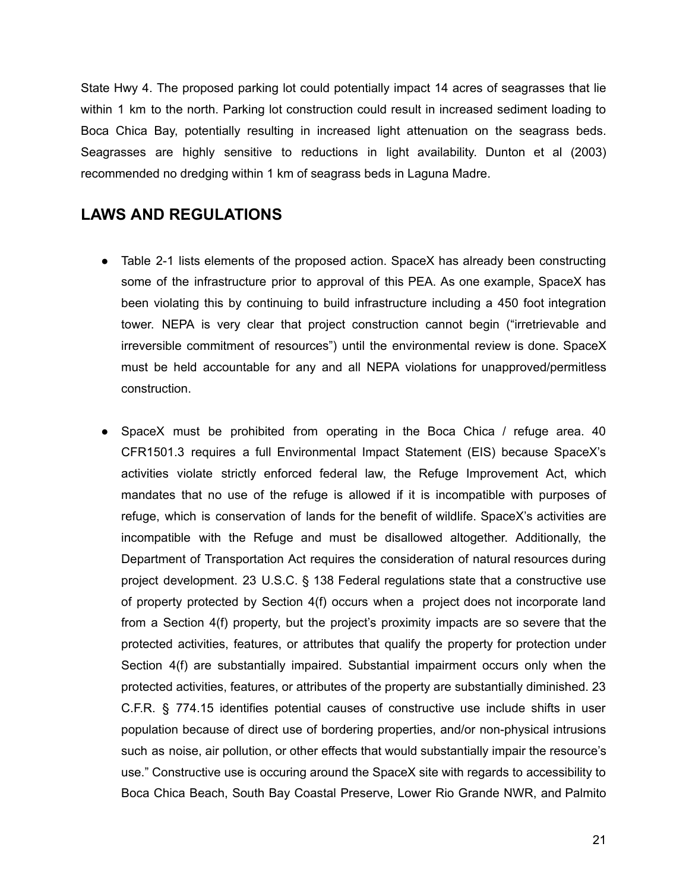State Hwy 4. The proposed parking lot could potentially impact 14 acres of seagrasses that lie within 1 km to the north. Parking lot construction could result in increased sediment loading to Boca Chica Bay, potentially resulting in increased light attenuation on the seagrass beds. Seagrasses are highly sensitive to reductions in light availability. Dunton et al (2003) recommended no dredging within 1 km of seagrass beds in Laguna Madre.

## LAWS AND REGULATIONS

- Table 2-1 lists elements of the proposed action. SpaceX has already been constructing some of the infrastructure prior to approval of this PEA. As one example, SpaceX has been violating this by continuing to build infrastructure including a 450 foot integration tower. NEPA is very clear that project construction cannot begin ("irretrievable and irreversible commitment of resources") until the environmental review is done. SpaceX must be held accountable for any and all NEPA violations for unapproved/permitless construction.

- SpaceX must be prohibited from operating in the Boca Chica / refuge area. 40 CFR1501.3 requires a full Environmental Impact Statement (EIS) because SpaceX's activities violate strictly enforced federal law, the Refuge Improvement Act, which mandates that no use of the refuge is allowed if it is incompatible with purposes of refuge, which is conservation of lands for the benefit of wildlife. SpaceX's activities are incompatible with the Refuge and must be disallowed altogether. Additionally, the Department of Transportation Act requires the consideration of natural resources during project development. 23 U.S.C. § 138 Federal regulations state that a constructive use of property protected by Section 4(f) occurs when a project does not incorporate land from a Section 4(f) property, but the project's proximity impacts are so severe that the protected activities, features, or attributes that qualify the property for protection under Section 4(f) are substantially impaired. Substantial impairment occurs only when the protected activities, features, or attributes of the property are substantially diminished. 23 C.F.R. § 774.15 identifies potential causes of constructive use include shifts in user population because of direct use of bordering properties, and/or non-physical intrusions such as noise, air pollution, or other effects that would substantially impair the resource's use." Constructive use is occuring around the SpaceX site with regards to accessibility to Boca Chica Beach, South Bay Coastal Preserve, Lower Rio Grande NWR, and Palmito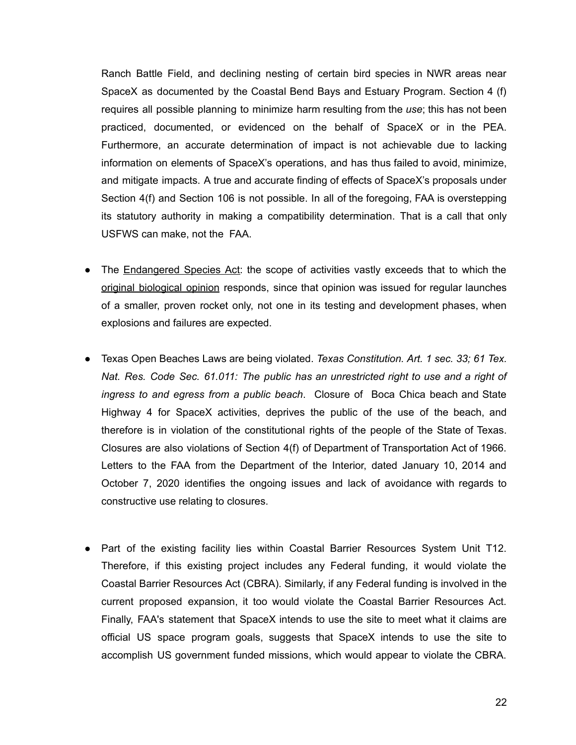Ranch Battle Field, and declining nesting of certain bird species in NWR areas near SpaceX as documented by the Coastal Bend Bays and Estuary Program. Section 4 (f) requires all possible planning to minimize harm resulting from the *use*; this has not been practiced, documented, or evidenced on the behalf of SpaceX or in the PEA. Furthermore, an accurate determination of impact is not achievable due to lacking information on elements of SpaceX's operations, and has thus failed to avoid, minimize, and mitigate impacts. A true and accurate finding of effects of SpaceX's proposals under Section 4(f) and Section 106 is not possible. In all of the foregoing, FAA is overstepping its statutory authority in making a compatibility determination. That is a call that only USFWS can make, not the FAA.

- The Endangered Species Act: the scope of activities vastly exceeds that to which the original biological opinion responds, since that opinion was issued for regular launches of a smaller, proven rocket only, not one in its testing and development phases, when explosions and failures are expected.

- Texas Open Beaches Laws are being violated. *Texas Constitution. Art. 1 sec. 33; 61 Tex. Nat. Res. Code Sec. 61.011: The public has an unrestricted right to use and a right of ingress to and egress from a public beach*. Closure of Boca Chica beach and State Highway 4 for SpaceX activities, deprives the public of the use of the beach, and therefore is in violation of the constitutional rights of the people of the State of Texas. Closures are also violations of Section 4(f) of Department of Transportation Act of 1966. Letters to the FAA from the Department of the Interior, dated January 10, 2014 and October 7, 2020 identifies the ongoing issues and lack of avoidance with regards to constructive use relating to closures.

- Part of the existing facility lies within Coastal Barrier Resources System Unit T12. Therefore, if this existing project includes any Federal funding, it would violate the Coastal Barrier Resources Act (CBRA). Similarly, if any Federal funding is involved in the current proposed expansion, it too would violate the Coastal Barrier Resources Act. Finally, FAA's statement that SpaceX intends to use the site to meet what it claims are official US space program goals, suggests that SpaceX intends to use the site to accomplish US government funded missions, which would appear to violate the CBRA.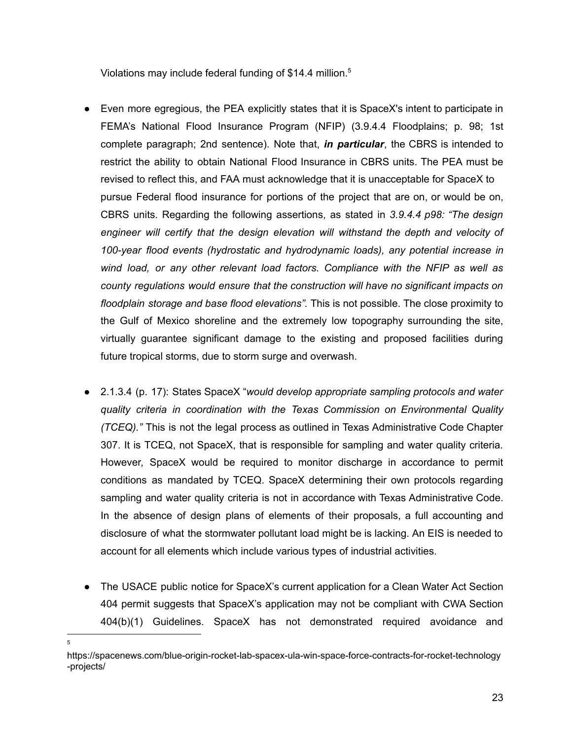Violations may include federal funding of $14.4 million.[5]

- Even more egregious, the PEA explicitly states that it is SpaceX's intent to participate in FEMA's National Flood Insurance Program (NFIP) (3.9.4.4 Floodplains; p. 98; 1st complete paragraph; 2nd sentence). Note that, ***in particular***, the CBRS is intended to restrict the ability to obtain National Flood Insurance in CBRS units. The PEA must be revised to reflect this, and FAA must acknowledge that it is unacceptable for SpaceX to pursue Federal flood insurance for portions of the project that are on, or would be on, CBRS units. Regarding the following assertions, as stated in *3.9.4.4 p98: "The design engineer will certify that the design elevation will withstand the depth and velocity of 100-year flood events (hydrostatic and hydrodynamic loads), any potential increase in wind load, or any other relevant load factors. Compliance with the NFIP as well as county regulations would ensure that the construction will have no significant impacts on floodplain storage and base flood elevations".* This is not possible. The close proximity to the Gulf of Mexico shoreline and the extremely low topography surrounding the site, virtually guarantee significant damage to the existing and proposed facilities during future tropical storms, due to storm surge and overwash.

- 2.1.3.4 (p. 17): States SpaceX "*would develop appropriate sampling protocols and water quality criteria in coordination with the Texas Commission on Environmental Quality (TCEQ)."* This is not the legal process as outlined in Texas Administrative Code Chapter 307. It is TCEQ, not SpaceX, that is responsible for sampling and water quality criteria. However, SpaceX would be required to monitor discharge in accordance to permit conditions as mandated by TCEQ. SpaceX determining their own protocols regarding sampling and water quality criteria is not in accordance with Texas Administrative Code. In the absence of design plans of elements of their proposals, a full accounting and disclosure of what the stormwater pollutant load might be is lacking. An EIS is needed to account for all elements which include various types of industrial activities.

- The USACE public notice for SpaceX's current application for a Clean Water Act Section 404 permit suggests that SpaceX's application may not be compliant with CWA Section 404(b)(1) Guidelines. SpaceX has not demonstrated required avoidance and

---

[5] https://spacenews.com/blue-origin-rocket-lab-spacex-ula-win-space-force-contracts-for-rocket-technology-projects/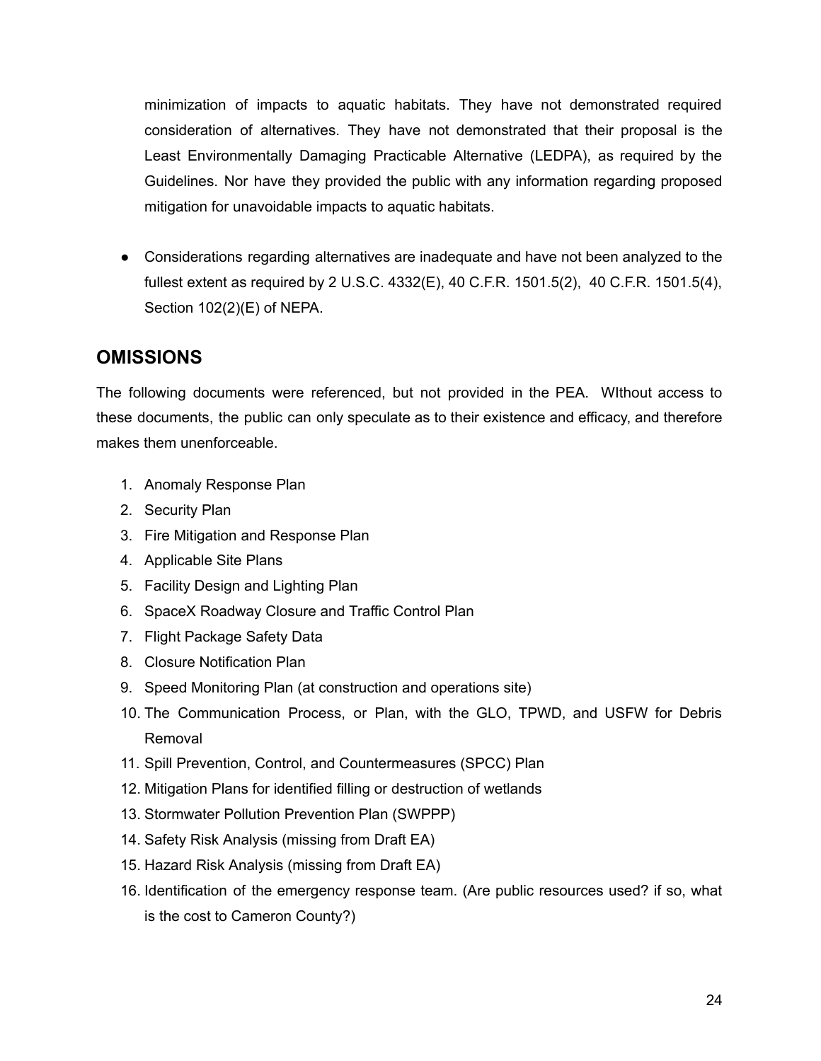minimization of impacts to aquatic habitats. They have not demonstrated required consideration of alternatives. They have not demonstrated that their proposal is the Least Environmentally Damaging Practicable Alternative (LEDPA), as required by the Guidelines. Nor have they provided the public with any information regarding proposed mitigation for unavoidable impacts to aquatic habitats.

- Considerations regarding alternatives are inadequate and have not been analyzed to the fullest extent as required by 2 U.S.C. 4332(E), 40 C.F.R. 1501.5(2), 40 C.F.R. 1501.5(4), Section 102(2)(E) of NEPA.

## OMISSIONS

The following documents were referenced, but not provided in the PEA. WIthout access to these documents, the public can only speculate as to their existence and efficacy, and therefore makes them unenforceable.

1. Anomaly Response Plan
2. Security Plan
3. Fire Mitigation and Response Plan
4. Applicable Site Plans
5. Facility Design and Lighting Plan
6. SpaceX Roadway Closure and Traffic Control Plan
7. Flight Package Safety Data
8. Closure Notification Plan
9. Speed Monitoring Plan (at construction and operations site)
10. The Communication Process, or Plan, with the GLO, TPWD, and USFW for Debris Removal
11. Spill Prevention, Control, and Countermeasures (SPCC) Plan
12. Mitigation Plans for identified filling or destruction of wetlands
13. Stormwater Pollution Prevention Plan (SWPPP)
14. Safety Risk Analysis (missing from Draft EA)
15. Hazard Risk Analysis (missing from Draft EA)
16. Identification of the emergency response team. (Are public resources used? if so, what is the cost to Cameron County?)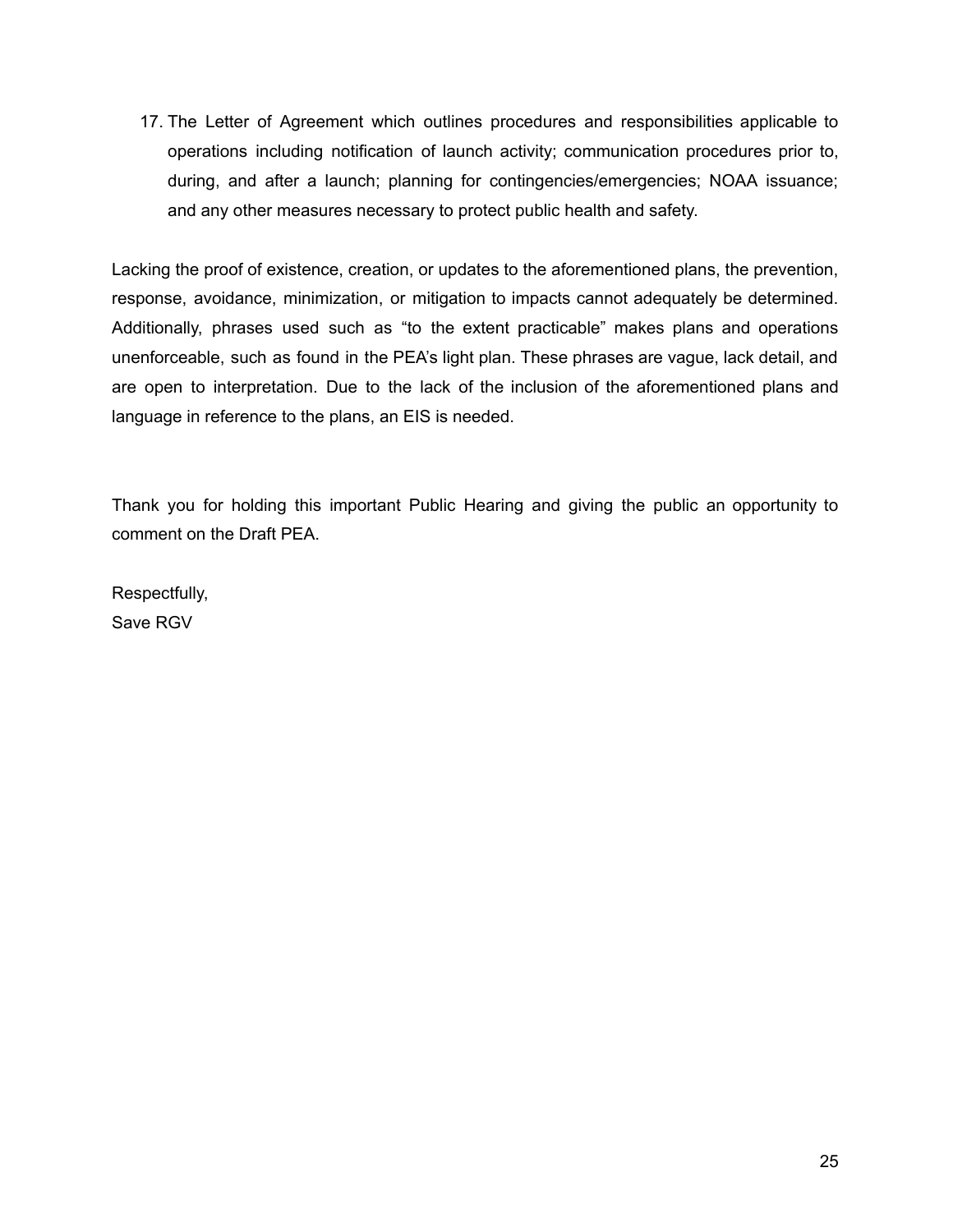17. The Letter of Agreement which outlines procedures and responsibilities applicable to operations including notification of launch activity; communication procedures prior to, during, and after a launch; planning for contingencies/emergencies; NOAA issuance; and any other measures necessary to protect public health and safety.

Lacking the proof of existence, creation, or updates to the aforementioned plans, the prevention, response, avoidance, minimization, or mitigation to impacts cannot adequately be determined. Additionally, phrases used such as “to the extent practicable” makes plans and operations unenforceable, such as found in the PEA’s light plan. These phrases are vague, lack detail, and are open to interpretation. Due to the lack of the inclusion of the aforementioned plans and language in reference to the plans, an EIS is needed.

Thank you for holding this important Public Hearing and giving the public an opportunity to comment on the Draft PEA.

Respectfully,
Save RGV